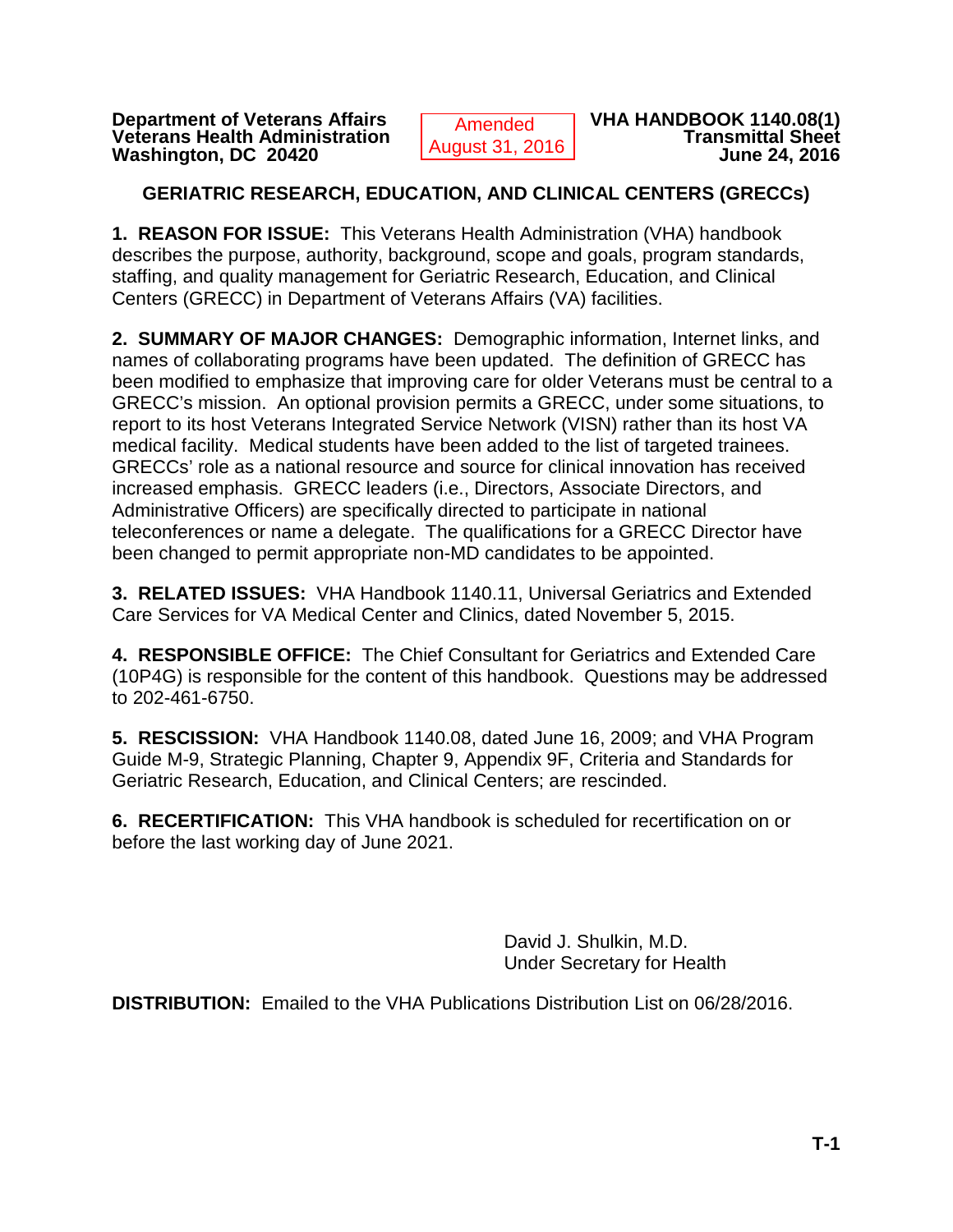**Department of Veterans Affairs**
**Veterans Health Administration**
**Washington, DC 20420**

Amended
August 31, 2016

**VHA HANDBOOK 1140.08(1)**
**Transmittal Sheet**
**June 24, 2016**

## GERIATRIC RESEARCH, EDUCATION, AND CLINICAL CENTERS (GRECCs)

**1. REASON FOR ISSUE:** This Veterans Health Administration (VHA) handbook describes the purpose, authority, background, scope and goals, program standards, staffing, and quality management for Geriatric Research, Education, and Clinical Centers (GRECC) in Department of Veterans Affairs (VA) facilities.

**2. SUMMARY OF MAJOR CHANGES:** Demographic information, Internet links, and names of collaborating programs have been updated. The definition of GRECC has been modified to emphasize that improving care for older Veterans must be central to a GRECC's mission. An optional provision permits a GRECC, under some situations, to report to its host Veterans Integrated Service Network (VISN) rather than its host VA medical facility. Medical students have been added to the list of targeted trainees. GRECCs' role as a national resource and source for clinical innovation has received increased emphasis. GRECC leaders (i.e., Directors, Associate Directors, and Administrative Officers) are specifically directed to participate in national teleconferences or name a delegate. The qualifications for a GRECC Director have been changed to permit appropriate non-MD candidates to be appointed.

**3. RELATED ISSUES:** VHA Handbook 1140.11, Universal Geriatrics and Extended Care Services for VA Medical Center and Clinics, dated November 5, 2015.

**4. RESPONSIBLE OFFICE:** The Chief Consultant for Geriatrics and Extended Care (10P4G) is responsible for the content of this handbook. Questions may be addressed to 202-461-6750.

**5. RESCISSION:** VHA Handbook 1140.08, dated June 16, 2009; and VHA Program Guide M-9, Strategic Planning, Chapter 9, Appendix 9F, Criteria and Standards for Geriatric Research, Education, and Clinical Centers; are rescinded.

**6. RECERTIFICATION:** This VHA handbook is scheduled for recertification on or before the last working day of June 2021.

David J. Shulkin, M.D.
Under Secretary for Health

**DISTRIBUTION:** Emailed to the VHA Publications Distribution List on 06/28/2016.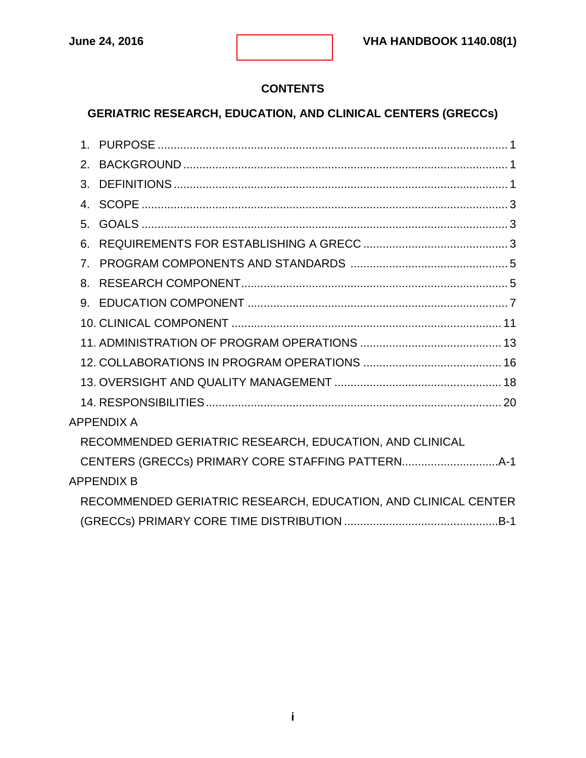# CONTENTS

## GERIATRIC RESEARCH, EDUCATION, AND CLINICAL CENTERS (GRECCs)

1. PURPOSE ..................................................................................................... 1
2. BACKGROUND ............................................................................................. 1
3. DEFINITIONS ............................................................................................... 1
4. SCOPE ......................................................................................................... 3
5. GOALS ......................................................................................................... 3
6. REQUIREMENTS FOR ESTABLISHING A GRECC ....................................... 3
7. PROGRAM COMPONENTS AND STANDARDS ........................................... 5
8. RESEARCH COMPONENT ........................................................................... 5
9. EDUCATION COMPONENT .......................................................................... 7
10. CLINICAL COMPONENT ............................................................................ 11
11. ADMINISTRATION OF PROGRAM OPERATIONS ..................................... 13
12. COLLABORATIONS IN PROGRAM OPERATIONS .................................... 16
13. OVERSIGHT AND QUALITY MANAGEMENT ............................................ 18
14. RESPONSIBILITIES .................................................................................... 20

APPENDIX A

RECOMMENDED GERIATRIC RESEARCH, EDUCATION, AND CLINICAL CENTERS (GRECCs) PRIMARY CORE STAFFING PATTERN.............................A-1

APPENDIX B

RECOMMENDED GERIATRIC RESEARCH, EDUCATION, AND CLINICAL CENTER (GRECCs) PRIMARY CORE TIME DISTRIBUTION ..............................................B-1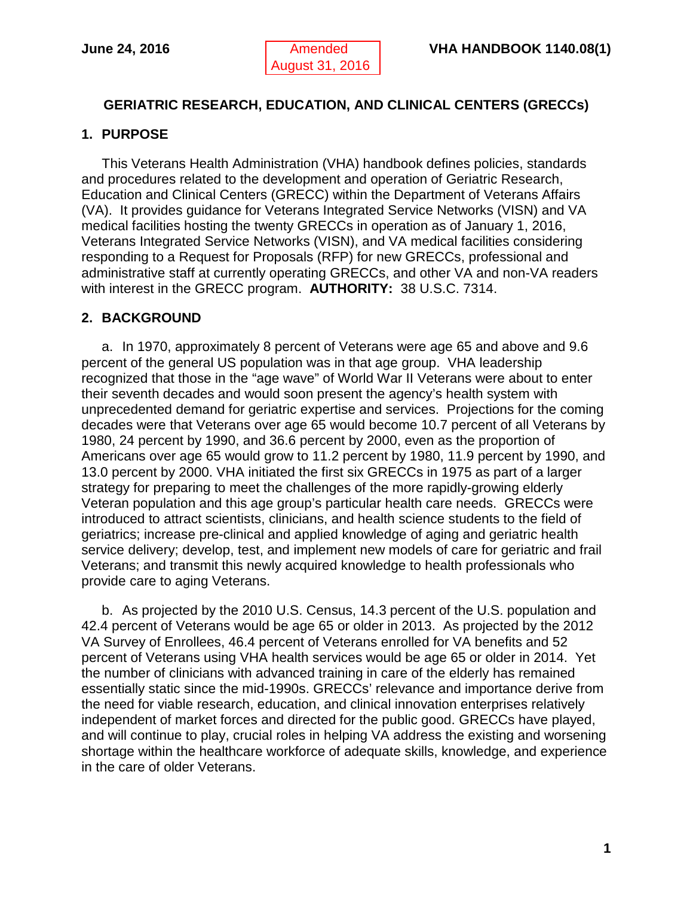# GERIATRIC RESEARCH, EDUCATION, AND CLINICAL CENTERS (GRECCs)

## 1. PURPOSE

This Veterans Health Administration (VHA) handbook defines policies, standards and procedures related to the development and operation of Geriatric Research, Education and Clinical Centers (GRECC) within the Department of Veterans Affairs (VA). It provides guidance for Veterans Integrated Service Networks (VISN) and VA medical facilities hosting the twenty GRECCs in operation as of January 1, 2016, Veterans Integrated Service Networks (VISN), and VA medical facilities considering responding to a Request for Proposals (RFP) for new GRECCs, professional and administrative staff at currently operating GRECCs, and other VA and non-VA readers with interest in the GRECC program. **AUTHORITY:** 38 U.S.C. 7314.

## 2. BACKGROUND

a. In 1970, approximately 8 percent of Veterans were age 65 and above and 9.6 percent of the general US population was in that age group. VHA leadership recognized that those in the "age wave" of World War II Veterans were about to enter their seventh decades and would soon present the agency's health system with unprecedented demand for geriatric expertise and services. Projections for the coming decades were that Veterans over age 65 would become 10.7 percent of all Veterans by 1980, 24 percent by 1990, and 36.6 percent by 2000, even as the proportion of Americans over age 65 would grow to 11.2 percent by 1980, 11.9 percent by 1990, and 13.0 percent by 2000. VHA initiated the first six GRECCs in 1975 as part of a larger strategy for preparing to meet the challenges of the more rapidly-growing elderly Veteran population and this age group's particular health care needs. GRECCs were introduced to attract scientists, clinicians, and health science students to the field of geriatrics; increase pre-clinical and applied knowledge of aging and geriatric health service delivery; develop, test, and implement new models of care for geriatric and frail Veterans; and transmit this newly acquired knowledge to health professionals who provide care to aging Veterans.

b. As projected by the 2010 U.S. Census, 14.3 percent of the U.S. population and 42.4 percent of Veterans would be age 65 or older in 2013. As projected by the 2012 VA Survey of Enrollees, 46.4 percent of Veterans enrolled for VA benefits and 52 percent of Veterans using VHA health services would be age 65 or older in 2014. Yet the number of clinicians with advanced training in care of the elderly has remained essentially static since the mid-1990s. GRECCs' relevance and importance derive from the need for viable research, education, and clinical innovation enterprises relatively independent of market forces and directed for the public good. GRECCs have played, and will continue to play, crucial roles in helping VA address the existing and worsening shortage within the healthcare workforce of adequate skills, knowledge, and experience in the care of older Veterans.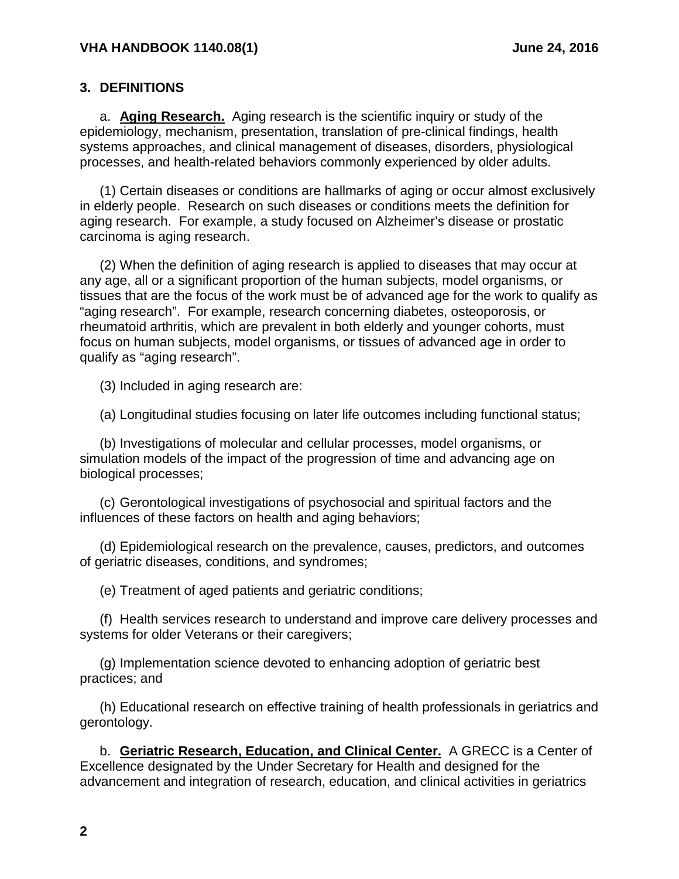## 3. DEFINITIONS

a. **Aging Research.** Aging research is the scientific inquiry or study of the epidemiology, mechanism, presentation, translation of pre-clinical findings, health systems approaches, and clinical management of diseases, disorders, physiological processes, and health-related behaviors commonly experienced by older adults.

(1) Certain diseases or conditions are hallmarks of aging or occur almost exclusively in elderly people. Research on such diseases or conditions meets the definition for aging research. For example, a study focused on Alzheimer's disease or prostatic carcinoma is aging research.

(2) When the definition of aging research is applied to diseases that may occur at any age, all or a significant proportion of the human subjects, model organisms, or tissues that are the focus of the work must be of advanced age for the work to qualify as "aging research". For example, research concerning diabetes, osteoporosis, or rheumatoid arthritis, which are prevalent in both elderly and younger cohorts, must focus on human subjects, model organisms, or tissues of advanced age in order to qualify as "aging research".

(3) Included in aging research are:

(a) Longitudinal studies focusing on later life outcomes including functional status;

(b) Investigations of molecular and cellular processes, model organisms, or simulation models of the impact of the progression of time and advancing age on biological processes;

(c) Gerontological investigations of psychosocial and spiritual factors and the influences of these factors on health and aging behaviors;

(d) Epidemiological research on the prevalence, causes, predictors, and outcomes of geriatric diseases, conditions, and syndromes;

(e) Treatment of aged patients and geriatric conditions;

(f) Health services research to understand and improve care delivery processes and systems for older Veterans or their caregivers;

(g) Implementation science devoted to enhancing adoption of geriatric best practices; and

(h) Educational research on effective training of health professionals in geriatrics and gerontology.

b. **Geriatric Research, Education, and Clinical Center.** A GRECC is a Center of Excellence designated by the Under Secretary for Health and designed for the advancement and integration of research, education, and clinical activities in geriatrics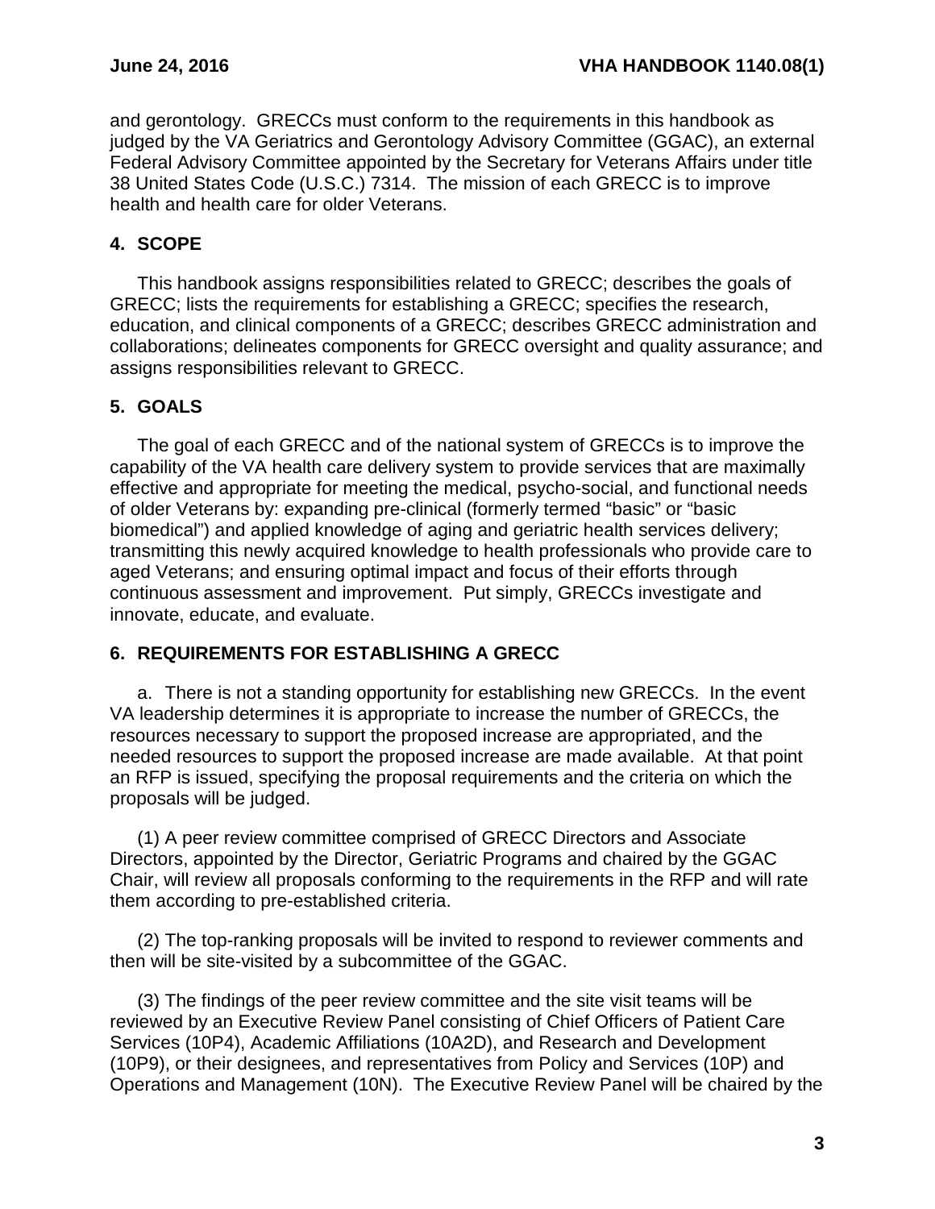and gerontology. GRECCs must conform to the requirements in this handbook as judged by the VA Geriatrics and Gerontology Advisory Committee (GGAC), an external Federal Advisory Committee appointed by the Secretary for Veterans Affairs under title 38 United States Code (U.S.C.) 7314. The mission of each GRECC is to improve health and health care for older Veterans.

## 4. SCOPE

This handbook assigns responsibilities related to GRECC; describes the goals of GRECC; lists the requirements for establishing a GRECC; specifies the research, education, and clinical components of a GRECC; describes GRECC administration and collaborations; delineates components for GRECC oversight and quality assurance; and assigns responsibilities relevant to GRECC.

## 5. GOALS

The goal of each GRECC and of the national system of GRECCs is to improve the capability of the VA health care delivery system to provide services that are maximally effective and appropriate for meeting the medical, psycho-social, and functional needs of older Veterans by: expanding pre-clinical (formerly termed "basic" or "basic biomedical") and applied knowledge of aging and geriatric health services delivery; transmitting this newly acquired knowledge to health professionals who provide care to aged Veterans; and ensuring optimal impact and focus of their efforts through continuous assessment and improvement. Put simply, GRECCs investigate and innovate, educate, and evaluate.

## 6. REQUIREMENTS FOR ESTABLISHING A GRECC

a. There is not a standing opportunity for establishing new GRECCs. In the event VA leadership determines it is appropriate to increase the number of GRECCs, the resources necessary to support the proposed increase are appropriated, and the needed resources to support the proposed increase are made available. At that point an RFP is issued, specifying the proposal requirements and the criteria on which the proposals will be judged.

(1) A peer review committee comprised of GRECC Directors and Associate Directors, appointed by the Director, Geriatric Programs and chaired by the GGAC Chair, will review all proposals conforming to the requirements in the RFP and will rate them according to pre-established criteria.

(2) The top-ranking proposals will be invited to respond to reviewer comments and then will be site-visited by a subcommittee of the GGAC.

(3) The findings of the peer review committee and the site visit teams will be reviewed by an Executive Review Panel consisting of Chief Officers of Patient Care Services (10P4), Academic Affiliations (10A2D), and Research and Development (10P9), or their designees, and representatives from Policy and Services (10P) and Operations and Management (10N). The Executive Review Panel will be chaired by the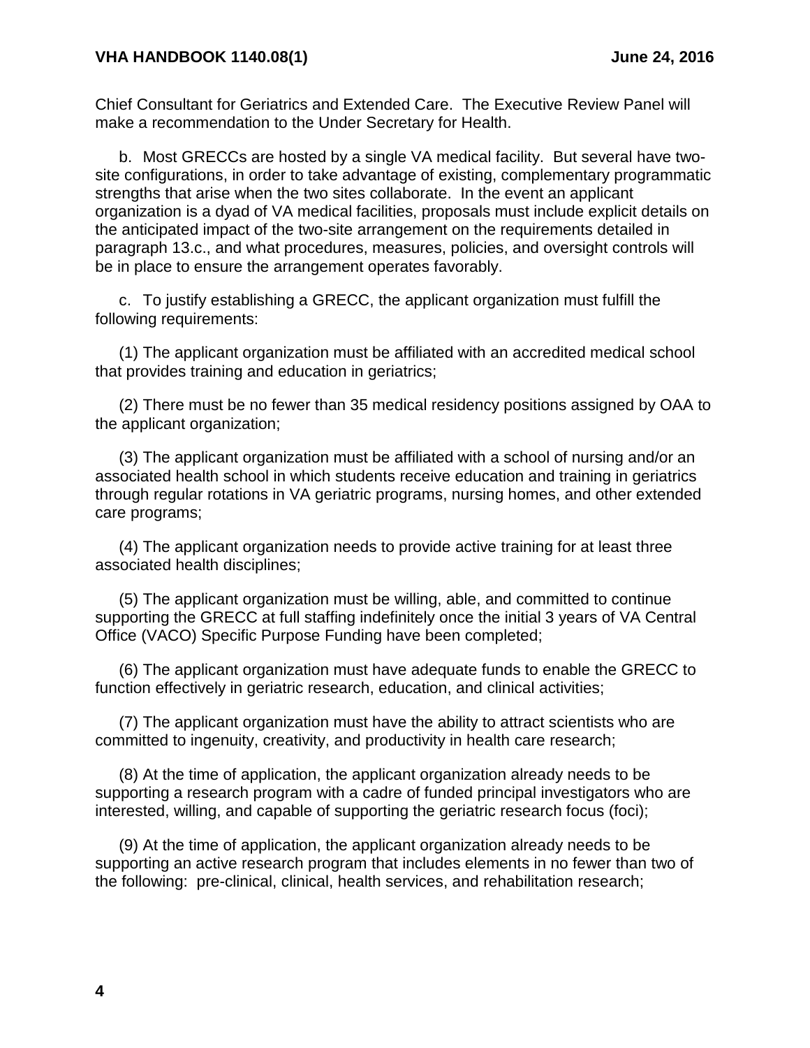Chief Consultant for Geriatrics and Extended Care. The Executive Review Panel will make a recommendation to the Under Secretary for Health.

b. Most GRECCs are hosted by a single VA medical facility. But several have two-site configurations, in order to take advantage of existing, complementary programmatic strengths that arise when the two sites collaborate. In the event an applicant organization is a dyad of VA medical facilities, proposals must include explicit details on the anticipated impact of the two-site arrangement on the requirements detailed in paragraph 13.c., and what procedures, measures, policies, and oversight controls will be in place to ensure the arrangement operates favorably.

c. To justify establishing a GRECC, the applicant organization must fulfill the following requirements:

(1) The applicant organization must be affiliated with an accredited medical school that provides training and education in geriatrics;

(2) There must be no fewer than 35 medical residency positions assigned by OAA to the applicant organization;

(3) The applicant organization must be affiliated with a school of nursing and/or an associated health school in which students receive education and training in geriatrics through regular rotations in VA geriatric programs, nursing homes, and other extended care programs;

(4) The applicant organization needs to provide active training for at least three associated health disciplines;

(5) The applicant organization must be willing, able, and committed to continue supporting the GRECC at full staffing indefinitely once the initial 3 years of VA Central Office (VACO) Specific Purpose Funding have been completed;

(6) The applicant organization must have adequate funds to enable the GRECC to function effectively in geriatric research, education, and clinical activities;

(7) The applicant organization must have the ability to attract scientists who are committed to ingenuity, creativity, and productivity in health care research;

(8) At the time of application, the applicant organization already needs to be supporting a research program with a cadre of funded principal investigators who are interested, willing, and capable of supporting the geriatric research focus (foci);

(9) At the time of application, the applicant organization already needs to be supporting an active research program that includes elements in no fewer than two of the following: pre-clinical, clinical, health services, and rehabilitation research;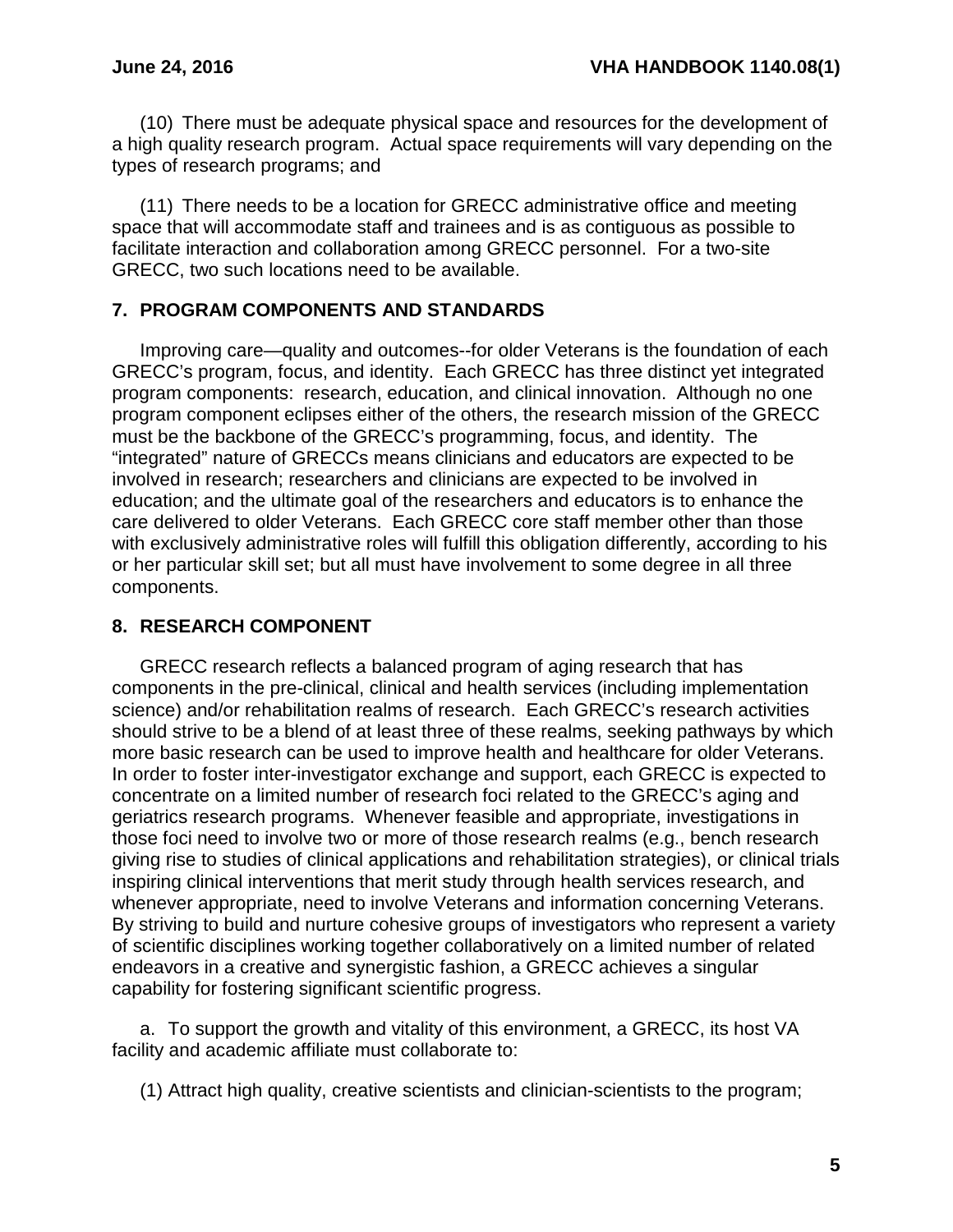(10) There must be adequate physical space and resources for the development of a high quality research program. Actual space requirements will vary depending on the types of research programs; and

(11) There needs to be a location for GRECC administrative office and meeting space that will accommodate staff and trainees and is as contiguous as possible to facilitate interaction and collaboration among GRECC personnel. For a two-site GRECC, two such locations need to be available.

## 7. PROGRAM COMPONENTS AND STANDARDS

Improving care—quality and outcomes--for older Veterans is the foundation of each GRECC's program, focus, and identity. Each GRECC has three distinct yet integrated program components: research, education, and clinical innovation. Although no one program component eclipses either of the others, the research mission of the GRECC must be the backbone of the GRECC's programming, focus, and identity. The "integrated" nature of GRECCs means clinicians and educators are expected to be involved in research; researchers and clinicians are expected to be involved in education; and the ultimate goal of the researchers and educators is to enhance the care delivered to older Veterans. Each GRECC core staff member other than those with exclusively administrative roles will fulfill this obligation differently, according to his or her particular skill set; but all must have involvement to some degree in all three components.

## 8. RESEARCH COMPONENT

GRECC research reflects a balanced program of aging research that has components in the pre-clinical, clinical and health services (including implementation science) and/or rehabilitation realms of research. Each GRECC's research activities should strive to be a blend of at least three of these realms, seeking pathways by which more basic research can be used to improve health and healthcare for older Veterans. In order to foster inter-investigator exchange and support, each GRECC is expected to concentrate on a limited number of research foci related to the GRECC's aging and geriatrics research programs. Whenever feasible and appropriate, investigations in those foci need to involve two or more of those research realms (e.g., bench research giving rise to studies of clinical applications and rehabilitation strategies), or clinical trials inspiring clinical interventions that merit study through health services research, and whenever appropriate, need to involve Veterans and information concerning Veterans. By striving to build and nurture cohesive groups of investigators who represent a variety of scientific disciplines working together collaboratively on a limited number of related endeavors in a creative and synergistic fashion, a GRECC achieves a singular capability for fostering significant scientific progress.

a. To support the growth and vitality of this environment, a GRECC, its host VA facility and academic affiliate must collaborate to:

(1) Attract high quality, creative scientists and clinician-scientists to the program;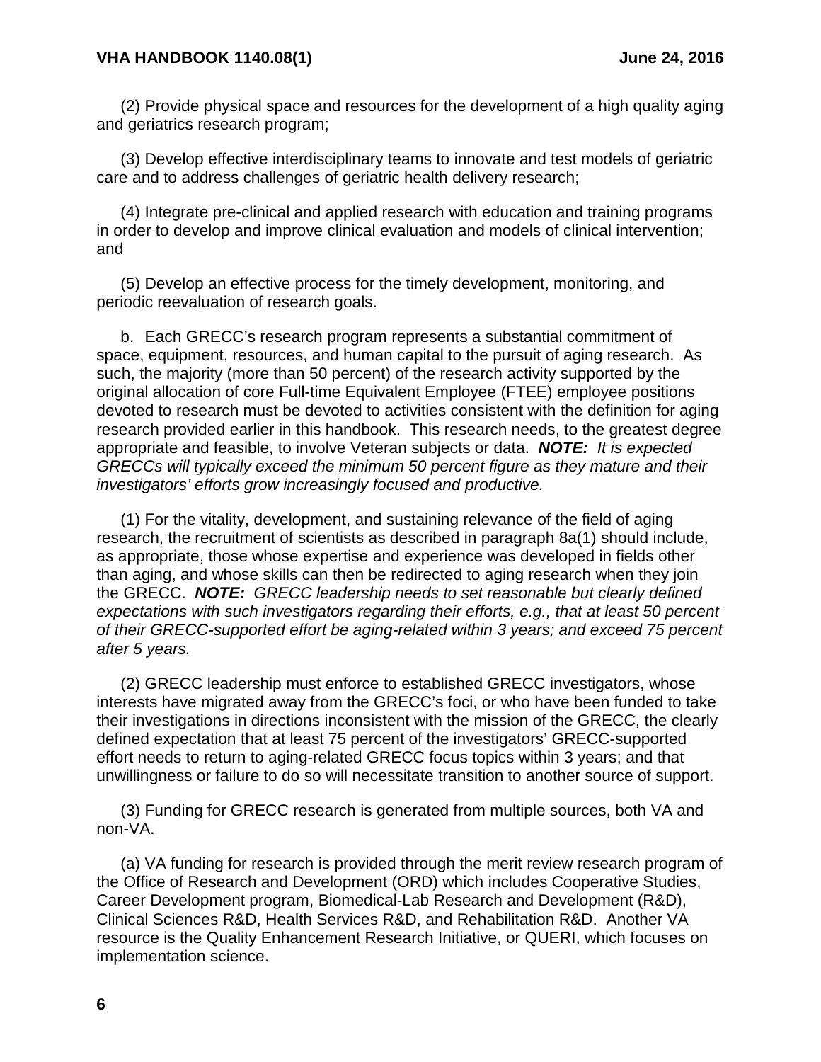(2) Provide physical space and resources for the development of a high quality aging and geriatrics research program;

(3) Develop effective interdisciplinary teams to innovate and test models of geriatric care and to address challenges of geriatric health delivery research;

(4) Integrate pre-clinical and applied research with education and training programs in order to develop and improve clinical evaluation and models of clinical intervention; and

(5) Develop an effective process for the timely development, monitoring, and periodic reevaluation of research goals.

b. Each GRECC's research program represents a substantial commitment of space, equipment, resources, and human capital to the pursuit of aging research. As such, the majority (more than 50 percent) of the research activity supported by the original allocation of core Full-time Equivalent Employee (FTEE) employee positions devoted to research must be devoted to activities consistent with the definition for aging research provided earlier in this handbook. This research needs, to the greatest degree appropriate and feasible, to involve Veteran subjects or data. ***NOTE:*** *It is expected GRECCs will typically exceed the minimum 50 percent figure as they mature and their investigators' efforts grow increasingly focused and productive.*

(1) For the vitality, development, and sustaining relevance of the field of aging research, the recruitment of scientists as described in paragraph 8a(1) should include, as appropriate, those whose expertise and experience was developed in fields other than aging, and whose skills can then be redirected to aging research when they join the GRECC. ***NOTE:*** *GRECC leadership needs to set reasonable but clearly defined expectations with such investigators regarding their efforts, e.g., that at least 50 percent of their GRECC-supported effort be aging-related within 3 years; and exceed 75 percent after 5 years.*

(2) GRECC leadership must enforce to established GRECC investigators, whose interests have migrated away from the GRECC's foci, or who have been funded to take their investigations in directions inconsistent with the mission of the GRECC, the clearly defined expectation that at least 75 percent of the investigators' GRECC-supported effort needs to return to aging-related GRECC focus topics within 3 years; and that unwillingness or failure to do so will necessitate transition to another source of support.

(3) Funding for GRECC research is generated from multiple sources, both VA and non-VA.

(a) VA funding for research is provided through the merit review research program of the Office of Research and Development (ORD) which includes Cooperative Studies, Career Development program, Biomedical-Lab Research and Development (R&D), Clinical Sciences R&D, Health Services R&D, and Rehabilitation R&D. Another VA resource is the Quality Enhancement Research Initiative, or QUERI, which focuses on implementation science.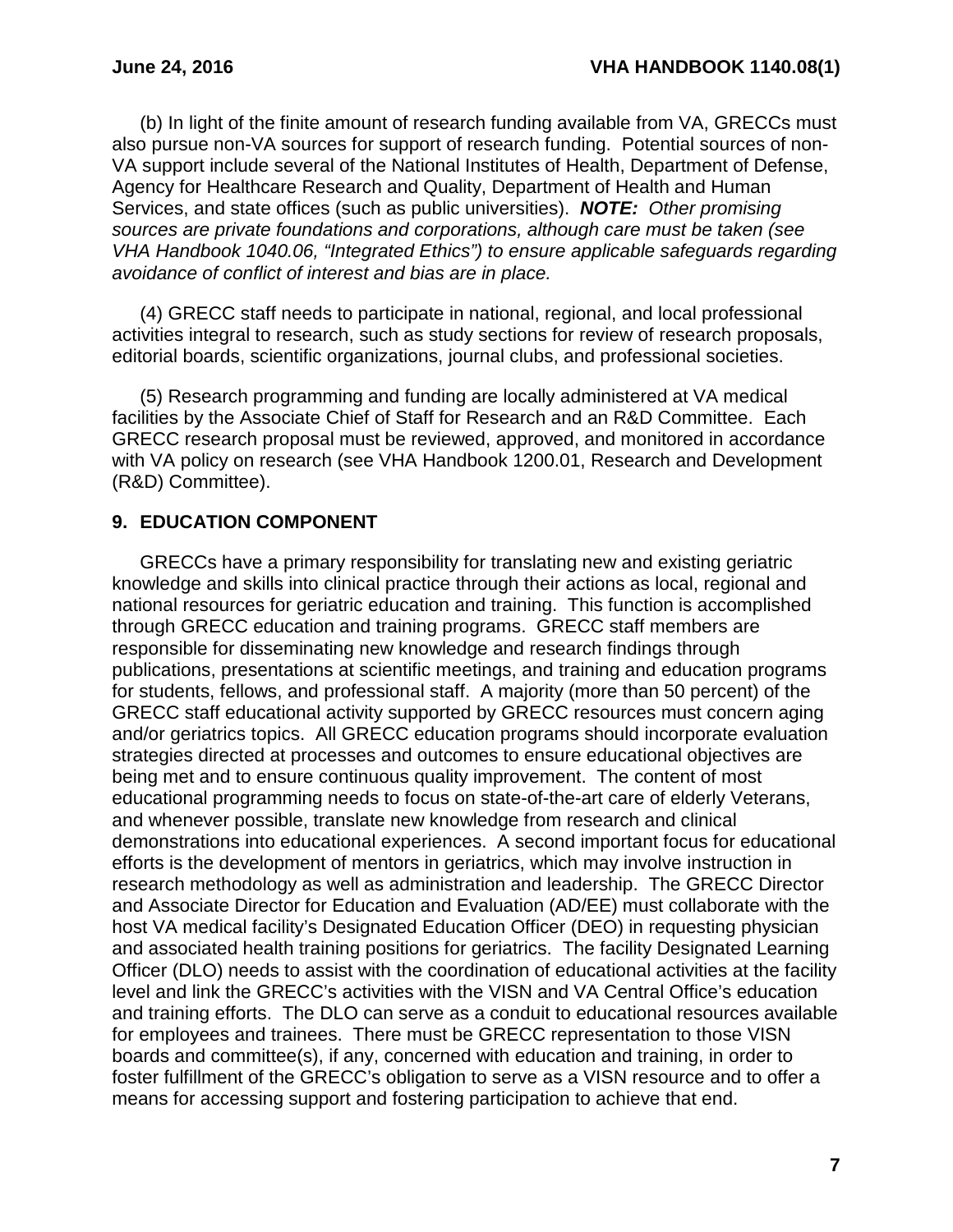(b) In light of the finite amount of research funding available from VA, GRECCs must also pursue non-VA sources for support of research funding. Potential sources of non-VA support include several of the National Institutes of Health, Department of Defense, Agency for Healthcare Research and Quality, Department of Health and Human Services, and state offices (such as public universities). ***NOTE:*** *Other promising sources are private foundations and corporations, although care must be taken (see VHA Handbook 1040.06, "Integrated Ethics") to ensure applicable safeguards regarding avoidance of conflict of interest and bias are in place.*

(4) GRECC staff needs to participate in national, regional, and local professional activities integral to research, such as study sections for review of research proposals, editorial boards, scientific organizations, journal clubs, and professional societies.

(5) Research programming and funding are locally administered at VA medical facilities by the Associate Chief of Staff for Research and an R&D Committee. Each GRECC research proposal must be reviewed, approved, and monitored in accordance with VA policy on research (see VHA Handbook 1200.01, Research and Development (R&D) Committee).

## 9. EDUCATION COMPONENT

GRECCs have a primary responsibility for translating new and existing geriatric knowledge and skills into clinical practice through their actions as local, regional and national resources for geriatric education and training. This function is accomplished through GRECC education and training programs. GRECC staff members are responsible for disseminating new knowledge and research findings through publications, presentations at scientific meetings, and training and education programs for students, fellows, and professional staff. A majority (more than 50 percent) of the GRECC staff educational activity supported by GRECC resources must concern aging and/or geriatrics topics. All GRECC education programs should incorporate evaluation strategies directed at processes and outcomes to ensure educational objectives are being met and to ensure continuous quality improvement. The content of most educational programming needs to focus on state-of-the-art care of elderly Veterans, and whenever possible, translate new knowledge from research and clinical demonstrations into educational experiences. A second important focus for educational efforts is the development of mentors in geriatrics, which may involve instruction in research methodology as well as administration and leadership. The GRECC Director and Associate Director for Education and Evaluation (AD/EE) must collaborate with the host VA medical facility's Designated Education Officer (DEO) in requesting physician and associated health training positions for geriatrics. The facility Designated Learning Officer (DLO) needs to assist with the coordination of educational activities at the facility level and link the GRECC's activities with the VISN and VA Central Office's education and training efforts. The DLO can serve as a conduit to educational resources available for employees and trainees. There must be GRECC representation to those VISN boards and committee(s), if any, concerned with education and training, in order to foster fulfillment of the GRECC's obligation to serve as a VISN resource and to offer a means for accessing support and fostering participation to achieve that end.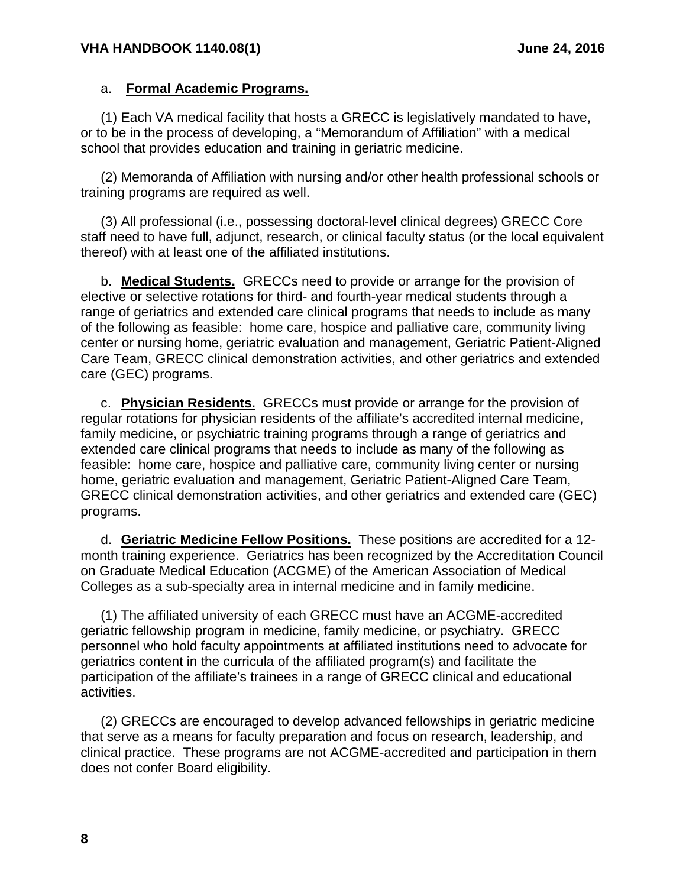a. **Formal Academic Programs.**

(1) Each VA medical facility that hosts a GRECC is legislatively mandated to have, or to be in the process of developing, a "Memorandum of Affiliation" with a medical school that provides education and training in geriatric medicine.

(2) Memoranda of Affiliation with nursing and/or other health professional schools or training programs are required as well.

(3) All professional (i.e., possessing doctoral-level clinical degrees) GRECC Core staff need to have full, adjunct, research, or clinical faculty status (or the local equivalent thereof) with at least one of the affiliated institutions.

b. **Medical Students.** GRECCs need to provide or arrange for the provision of elective or selective rotations for third- and fourth-year medical students through a range of geriatrics and extended care clinical programs that needs to include as many of the following as feasible: home care, hospice and palliative care, community living center or nursing home, geriatric evaluation and management, Geriatric Patient-Aligned Care Team, GRECC clinical demonstration activities, and other geriatrics and extended care (GEC) programs.

c. **Physician Residents.** GRECCs must provide or arrange for the provision of regular rotations for physician residents of the affiliate's accredited internal medicine, family medicine, or psychiatric training programs through a range of geriatrics and extended care clinical programs that needs to include as many of the following as feasible: home care, hospice and palliative care, community living center or nursing home, geriatric evaluation and management, Geriatric Patient-Aligned Care Team, GRECC clinical demonstration activities, and other geriatrics and extended care (GEC) programs.

d. **Geriatric Medicine Fellow Positions.** These positions are accredited for a 12-month training experience. Geriatrics has been recognized by the Accreditation Council on Graduate Medical Education (ACGME) of the American Association of Medical Colleges as a sub-specialty area in internal medicine and in family medicine.

(1) The affiliated university of each GRECC must have an ACGME-accredited geriatric fellowship program in medicine, family medicine, or psychiatry. GRECC personnel who hold faculty appointments at affiliated institutions need to advocate for geriatrics content in the curricula of the affiliated program(s) and facilitate the participation of the affiliate's trainees in a range of GRECC clinical and educational activities.

(2) GRECCs are encouraged to develop advanced fellowships in geriatric medicine that serve as a means for faculty preparation and focus on research, leadership, and clinical practice. These programs are not ACGME-accredited and participation in them does not confer Board eligibility.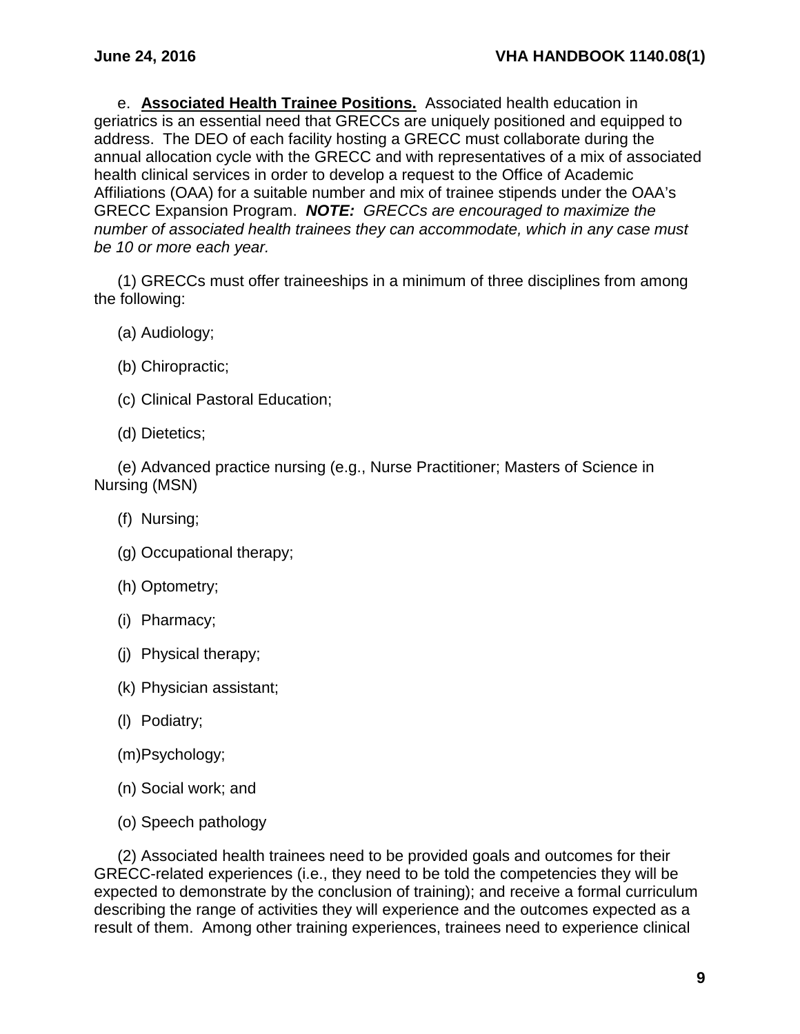e. **Associated Health Trainee Positions.** Associated health education in geriatrics is an essential need that GRECCs are uniquely positioned and equipped to address. The DEO of each facility hosting a GRECC must collaborate during the annual allocation cycle with the GRECC and with representatives of a mix of associated health clinical services in order to develop a request to the Office of Academic Affiliations (OAA) for a suitable number and mix of trainee stipends under the OAA's GRECC Expansion Program. ***NOTE:*** *GRECCs are encouraged to maximize the number of associated health trainees they can accommodate, which in any case must be 10 or more each year.*

(1) GRECCs must offer traineeships in a minimum of three disciplines from among the following:

(a) Audiology;

(b) Chiropractic;

(c) Clinical Pastoral Education;

(d) Dietetics;

(e) Advanced practice nursing (e.g., Nurse Practitioner; Masters of Science in Nursing (MSN)

(f) Nursing;

(g) Occupational therapy;

(h) Optometry;

(i) Pharmacy;

(j) Physical therapy;

(k) Physician assistant;

(l) Podiatry;

(m)Psychology;

(n) Social work; and

(o) Speech pathology

(2) Associated health trainees need to be provided goals and outcomes for their GRECC-related experiences (i.e., they need to be told the competencies they will be expected to demonstrate by the conclusion of training); and receive a formal curriculum describing the range of activities they will experience and the outcomes expected as a result of them. Among other training experiences, trainees need to experience clinical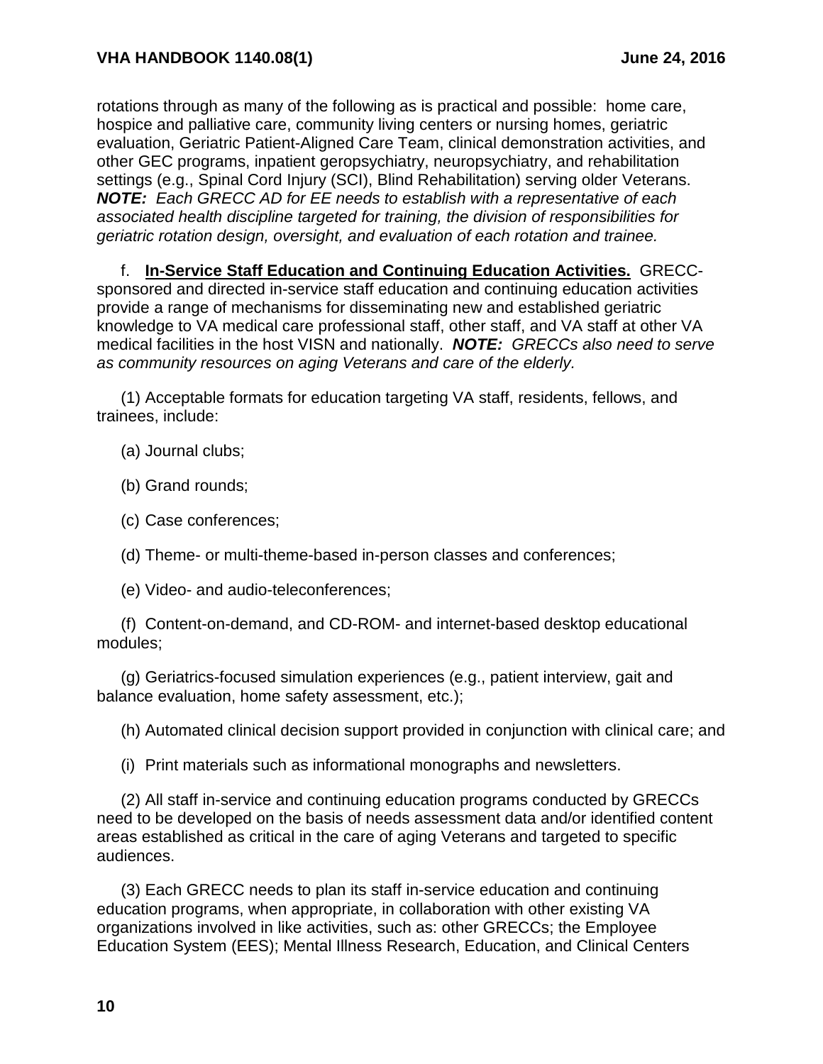rotations through as many of the following as is practical and possible: home care, hospice and palliative care, community living centers or nursing homes, geriatric evaluation, Geriatric Patient-Aligned Care Team, clinical demonstration activities, and other GEC programs, inpatient geropsychiatry, neuropsychiatry, and rehabilitation settings (e.g., Spinal Cord Injury (SCI), Blind Rehabilitation) serving older Veterans. ***NOTE:*** *Each GRECC AD for EE needs to establish with a representative of each associated health discipline targeted for training, the division of responsibilities for geriatric rotation design, oversight, and evaluation of each rotation and trainee.*

f. **In-Service Staff Education and Continuing Education Activities.** GRECC-sponsored and directed in-service staff education and continuing education activities provide a range of mechanisms for disseminating new and established geriatric knowledge to VA medical care professional staff, other staff, and VA staff at other VA medical facilities in the host VISN and nationally. ***NOTE:*** *GRECCs also need to serve as community resources on aging Veterans and care of the elderly.*

(1) Acceptable formats for education targeting VA staff, residents, fellows, and trainees, include:

(a) Journal clubs;

(b) Grand rounds;

(c) Case conferences;

(d) Theme- or multi-theme-based in-person classes and conferences;

(e) Video- and audio-teleconferences;

(f) Content-on-demand, and CD-ROM- and internet-based desktop educational modules;

(g) Geriatrics-focused simulation experiences (e.g., patient interview, gait and balance evaluation, home safety assessment, etc.);

(h) Automated clinical decision support provided in conjunction with clinical care; and

(i) Print materials such as informational monographs and newsletters.

(2) All staff in-service and continuing education programs conducted by GRECCs need to be developed on the basis of needs assessment data and/or identified content areas established as critical in the care of aging Veterans and targeted to specific audiences.

(3) Each GRECC needs to plan its staff in-service education and continuing education programs, when appropriate, in collaboration with other existing VA organizations involved in like activities, such as: other GRECCs; the Employee Education System (EES); Mental Illness Research, Education, and Clinical Centers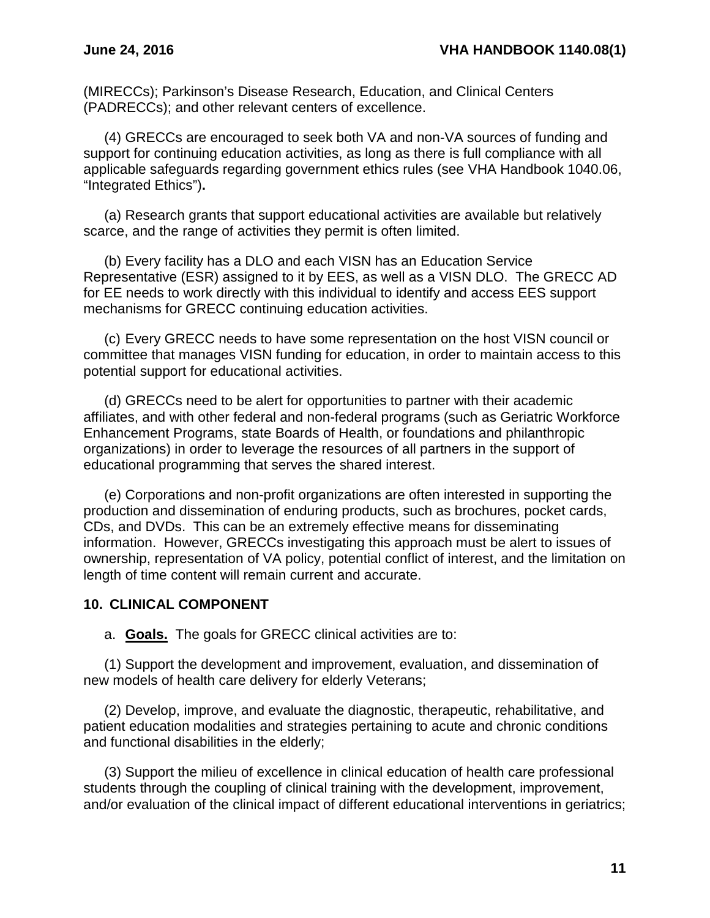(MIRECCs); Parkinson's Disease Research, Education, and Clinical Centers (PADRECCs); and other relevant centers of excellence.

(4) GRECCs are encouraged to seek both VA and non-VA sources of funding and support for continuing education activities, as long as there is full compliance with all applicable safeguards regarding government ethics rules (see VHA Handbook 1040.06, "Integrated Ethics")**.**

(a) Research grants that support educational activities are available but relatively scarce, and the range of activities they permit is often limited.

(b) Every facility has a DLO and each VISN has an Education Service Representative (ESR) assigned to it by EES, as well as a VISN DLO. The GRECC AD for EE needs to work directly with this individual to identify and access EES support mechanisms for GRECC continuing education activities.

(c) Every GRECC needs to have some representation on the host VISN council or committee that manages VISN funding for education, in order to maintain access to this potential support for educational activities.

(d) GRECCs need to be alert for opportunities to partner with their academic affiliates, and with other federal and non-federal programs (such as Geriatric Workforce Enhancement Programs, state Boards of Health, or foundations and philanthropic organizations) in order to leverage the resources of all partners in the support of educational programming that serves the shared interest.

(e) Corporations and non-profit organizations are often interested in supporting the production and dissemination of enduring products, such as brochures, pocket cards, CDs, and DVDs. This can be an extremely effective means for disseminating information. However, GRECCs investigating this approach must be alert to issues of ownership, representation of VA policy, potential conflict of interest, and the limitation on length of time content will remain current and accurate.

## 10. CLINICAL COMPONENT

a. **Goals.** The goals for GRECC clinical activities are to:

(1) Support the development and improvement, evaluation, and dissemination of new models of health care delivery for elderly Veterans;

(2) Develop, improve, and evaluate the diagnostic, therapeutic, rehabilitative, and patient education modalities and strategies pertaining to acute and chronic conditions and functional disabilities in the elderly;

(3) Support the milieu of excellence in clinical education of health care professional students through the coupling of clinical training with the development, improvement, and/or evaluation of the clinical impact of different educational interventions in geriatrics;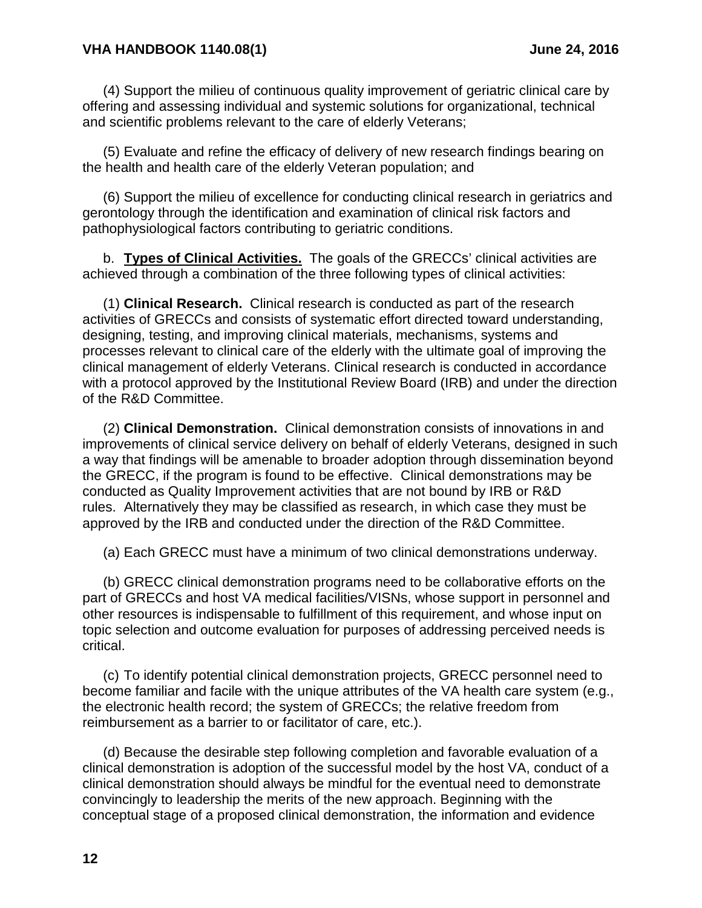(4) Support the milieu of continuous quality improvement of geriatric clinical care by offering and assessing individual and systemic solutions for organizational, technical and scientific problems relevant to the care of elderly Veterans;

(5) Evaluate and refine the efficacy of delivery of new research findings bearing on the health and health care of the elderly Veteran population; and

(6) Support the milieu of excellence for conducting clinical research in geriatrics and gerontology through the identification and examination of clinical risk factors and pathophysiological factors contributing to geriatric conditions.

b. **Types of Clinical Activities.** The goals of the GRECCs' clinical activities are achieved through a combination of the three following types of clinical activities:

(1) **Clinical Research.** Clinical research is conducted as part of the research activities of GRECCs and consists of systematic effort directed toward understanding, designing, testing, and improving clinical materials, mechanisms, systems and processes relevant to clinical care of the elderly with the ultimate goal of improving the clinical management of elderly Veterans. Clinical research is conducted in accordance with a protocol approved by the Institutional Review Board (IRB) and under the direction of the R&D Committee.

(2) **Clinical Demonstration.** Clinical demonstration consists of innovations in and improvements of clinical service delivery on behalf of elderly Veterans, designed in such a way that findings will be amenable to broader adoption through dissemination beyond the GRECC, if the program is found to be effective. Clinical demonstrations may be conducted as Quality Improvement activities that are not bound by IRB or R&D rules. Alternatively they may be classified as research, in which case they must be approved by the IRB and conducted under the direction of the R&D Committee.

(a) Each GRECC must have a minimum of two clinical demonstrations underway.

(b) GRECC clinical demonstration programs need to be collaborative efforts on the part of GRECCs and host VA medical facilities/VISNs, whose support in personnel and other resources is indispensable to fulfillment of this requirement, and whose input on topic selection and outcome evaluation for purposes of addressing perceived needs is critical.

(c) To identify potential clinical demonstration projects, GRECC personnel need to become familiar and facile with the unique attributes of the VA health care system (e.g., the electronic health record; the system of GRECCs; the relative freedom from reimbursement as a barrier to or facilitator of care, etc.).

(d) Because the desirable step following completion and favorable evaluation of a clinical demonstration is adoption of the successful model by the host VA, conduct of a clinical demonstration should always be mindful for the eventual need to demonstrate convincingly to leadership the merits of the new approach. Beginning with the conceptual stage of a proposed clinical demonstration, the information and evidence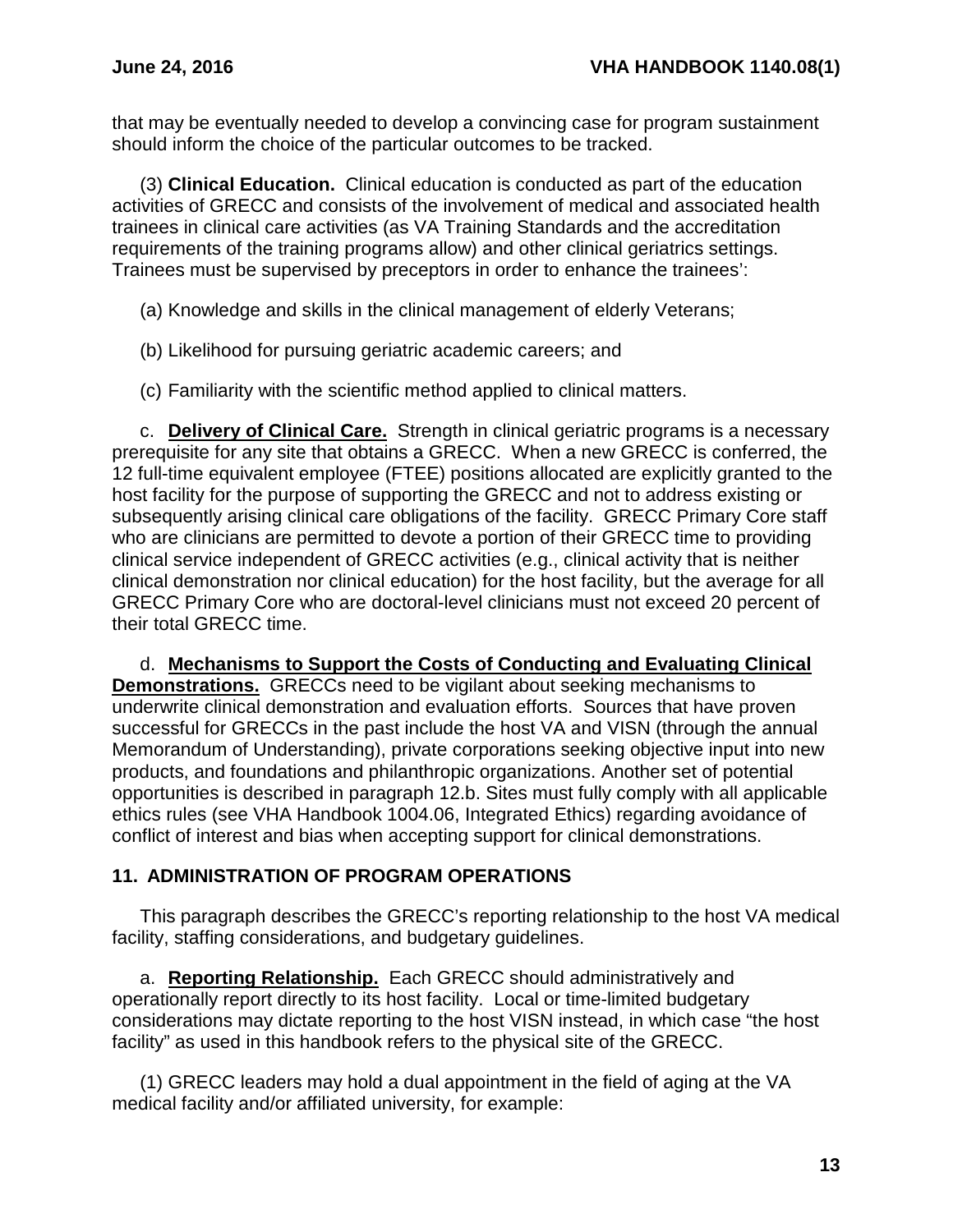that may be eventually needed to develop a convincing case for program sustainment should inform the choice of the particular outcomes to be tracked.

(3) **Clinical Education.** Clinical education is conducted as part of the education activities of GRECC and consists of the involvement of medical and associated health trainees in clinical care activities (as VA Training Standards and the accreditation requirements of the training programs allow) and other clinical geriatrics settings. Trainees must be supervised by preceptors in order to enhance the trainees':

(a) Knowledge and skills in the clinical management of elderly Veterans;

(b) Likelihood for pursuing geriatric academic careers; and

(c) Familiarity with the scientific method applied to clinical matters.

c. **Delivery of Clinical Care.** Strength in clinical geriatric programs is a necessary prerequisite for any site that obtains a GRECC. When a new GRECC is conferred, the 12 full-time equivalent employee (FTEE) positions allocated are explicitly granted to the host facility for the purpose of supporting the GRECC and not to address existing or subsequently arising clinical care obligations of the facility. GRECC Primary Core staff who are clinicians are permitted to devote a portion of their GRECC time to providing clinical service independent of GRECC activities (e.g., clinical activity that is neither clinical demonstration nor clinical education) for the host facility, but the average for all GRECC Primary Core who are doctoral-level clinicians must not exceed 20 percent of their total GRECC time.

d. **Mechanisms to Support the Costs of Conducting and Evaluating Clinical Demonstrations.** GRECCs need to be vigilant about seeking mechanisms to underwrite clinical demonstration and evaluation efforts. Sources that have proven successful for GRECCs in the past include the host VA and VISN (through the annual Memorandum of Understanding), private corporations seeking objective input into new products, and foundations and philanthropic organizations. Another set of potential opportunities is described in paragraph 12.b. Sites must fully comply with all applicable ethics rules (see VHA Handbook 1004.06, Integrated Ethics) regarding avoidance of conflict of interest and bias when accepting support for clinical demonstrations.

## 11. ADMINISTRATION OF PROGRAM OPERATIONS

This paragraph describes the GRECC's reporting relationship to the host VA medical facility, staffing considerations, and budgetary guidelines.

a. **Reporting Relationship.** Each GRECC should administratively and operationally report directly to its host facility. Local or time-limited budgetary considerations may dictate reporting to the host VISN instead, in which case "the host facility" as used in this handbook refers to the physical site of the GRECC.

(1) GRECC leaders may hold a dual appointment in the field of aging at the VA medical facility and/or affiliated university, for example: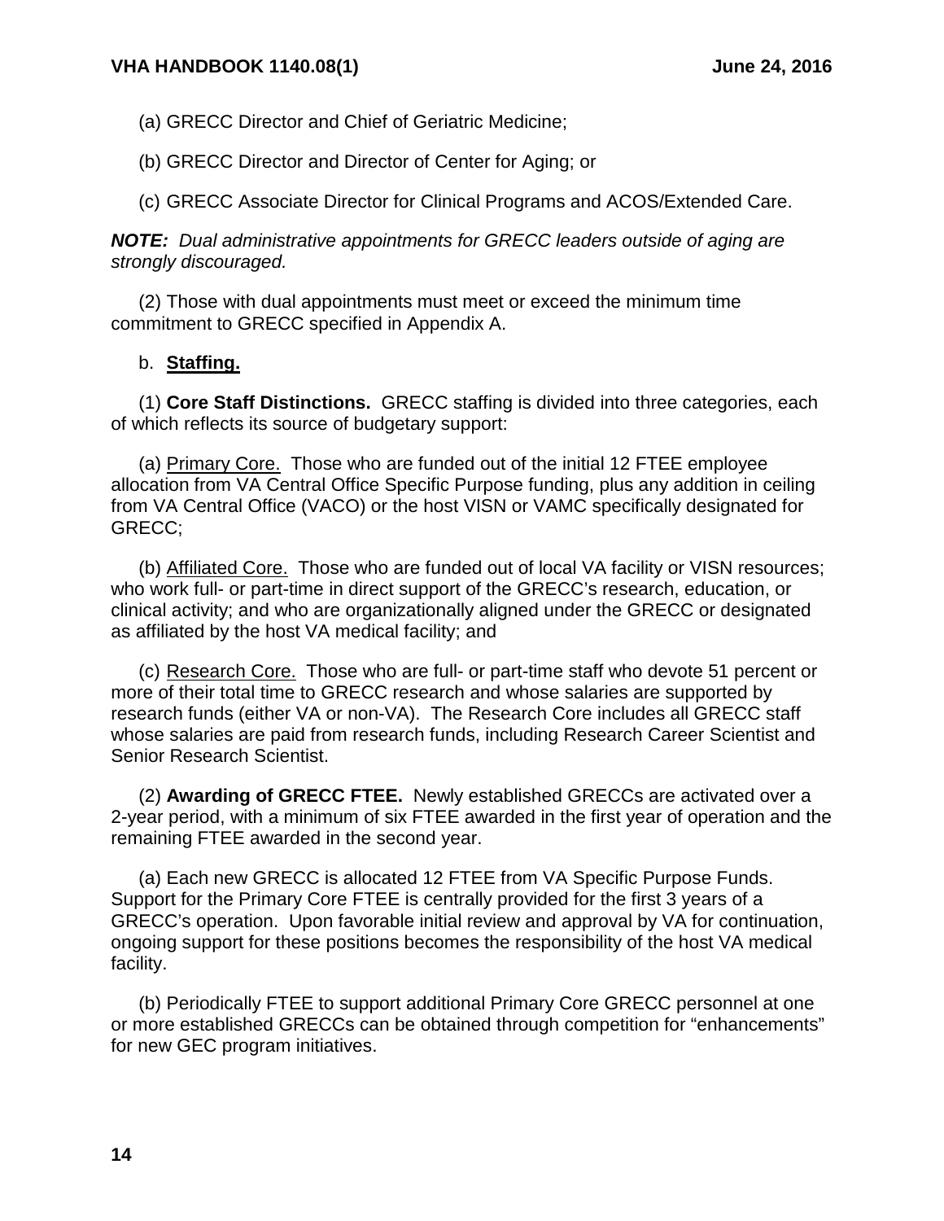(a) GRECC Director and Chief of Geriatric Medicine;

(b) GRECC Director and Director of Center for Aging; or

(c) GRECC Associate Director for Clinical Programs and ACOS/Extended Care.

***NOTE:*** *Dual administrative appointments for GRECC leaders outside of aging are strongly discouraged.*

(2) Those with dual appointments must meet or exceed the minimum time commitment to GRECC specified in Appendix A.

b. **Staffing.**

(1) **Core Staff Distinctions.** GRECC staffing is divided into three categories, each of which reflects its source of budgetary support:

(a) Primary Core. Those who are funded out of the initial 12 FTEE employee allocation from VA Central Office Specific Purpose funding, plus any addition in ceiling from VA Central Office (VACO) or the host VISN or VAMC specifically designated for GRECC;

(b) Affiliated Core. Those who are funded out of local VA facility or VISN resources; who work full- or part-time in direct support of the GRECC's research, education, or clinical activity; and who are organizationally aligned under the GRECC or designated as affiliated by the host VA medical facility; and

(c) Research Core. Those who are full- or part-time staff who devote 51 percent or more of their total time to GRECC research and whose salaries are supported by research funds (either VA or non-VA). The Research Core includes all GRECC staff whose salaries are paid from research funds, including Research Career Scientist and Senior Research Scientist.

(2) **Awarding of GRECC FTEE.** Newly established GRECCs are activated over a 2-year period, with a minimum of six FTEE awarded in the first year of operation and the remaining FTEE awarded in the second year.

(a) Each new GRECC is allocated 12 FTEE from VA Specific Purpose Funds. Support for the Primary Core FTEE is centrally provided for the first 3 years of a GRECC's operation. Upon favorable initial review and approval by VA for continuation, ongoing support for these positions becomes the responsibility of the host VA medical facility.

(b) Periodically FTEE to support additional Primary Core GRECC personnel at one or more established GRECCs can be obtained through competition for "enhancements" for new GEC program initiatives.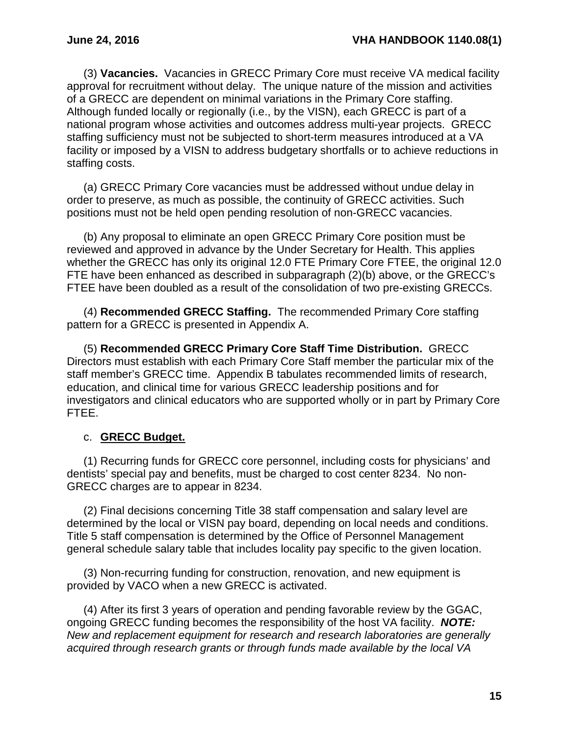(3) **Vacancies.** Vacancies in GRECC Primary Core must receive VA medical facility approval for recruitment without delay. The unique nature of the mission and activities of a GRECC are dependent on minimal variations in the Primary Core staffing. Although funded locally or regionally (i.e., by the VISN), each GRECC is part of a national program whose activities and outcomes address multi-year projects. GRECC staffing sufficiency must not be subjected to short-term measures introduced at a VA facility or imposed by a VISN to address budgetary shortfalls or to achieve reductions in staffing costs.

(a) GRECC Primary Core vacancies must be addressed without undue delay in order to preserve, as much as possible, the continuity of GRECC activities. Such positions must not be held open pending resolution of non-GRECC vacancies.

(b) Any proposal to eliminate an open GRECC Primary Core position must be reviewed and approved in advance by the Under Secretary for Health. This applies whether the GRECC has only its original 12.0 FTE Primary Core FTEE, the original 12.0 FTE have been enhanced as described in subparagraph (2)(b) above, or the GRECC's FTEE have been doubled as a result of the consolidation of two pre-existing GRECCs.

(4) **Recommended GRECC Staffing.** The recommended Primary Core staffing pattern for a GRECC is presented in Appendix A.

(5) **Recommended GRECC Primary Core Staff Time Distribution.** GRECC Directors must establish with each Primary Core Staff member the particular mix of the staff member's GRECC time. Appendix B tabulates recommended limits of research, education, and clinical time for various GRECC leadership positions and for investigators and clinical educators who are supported wholly or in part by Primary Core FTEE.

c. **GRECC Budget.**

(1) Recurring funds for GRECC core personnel, including costs for physicians' and dentists' special pay and benefits, must be charged to cost center 8234. No non-GRECC charges are to appear in 8234.

(2) Final decisions concerning Title 38 staff compensation and salary level are determined by the local or VISN pay board, depending on local needs and conditions. Title 5 staff compensation is determined by the Office of Personnel Management general schedule salary table that includes locality pay specific to the given location.

(3) Non-recurring funding for construction, renovation, and new equipment is provided by VACO when a new GRECC is activated.

(4) After its first 3 years of operation and pending favorable review by the GGAC, ongoing GRECC funding becomes the responsibility of the host VA facility. ***NOTE:*** *New and replacement equipment for research and research laboratories are generally acquired through research grants or through funds made available by the local VA*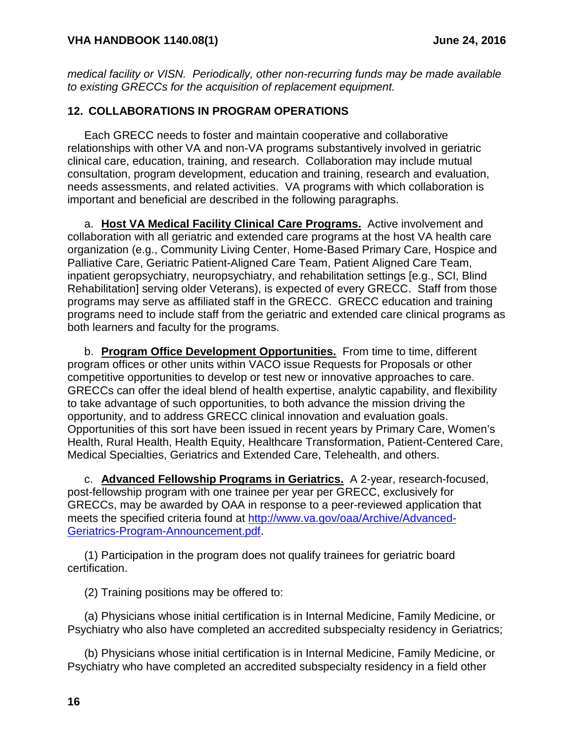*medical facility or VISN. Periodically, other non-recurring funds may be made available to existing GRECCs for the acquisition of replacement equipment.*

## 12. COLLABORATIONS IN PROGRAM OPERATIONS

Each GRECC needs to foster and maintain cooperative and collaborative relationships with other VA and non-VA programs substantively involved in geriatric clinical care, education, training, and research. Collaboration may include mutual consultation, program development, education and training, research and evaluation, needs assessments, and related activities. VA programs with which collaboration is important and beneficial are described in the following paragraphs.

a. **Host VA Medical Facility Clinical Care Programs.** Active involvement and collaboration with all geriatric and extended care programs at the host VA health care organization (e.g., Community Living Center, Home-Based Primary Care, Hospice and Palliative Care, Geriatric Patient-Aligned Care Team, Patient Aligned Care Team, inpatient geropsychiatry, neuropsychiatry, and rehabilitation settings [e.g., SCI, Blind Rehabilitation] serving older Veterans), is expected of every GRECC. Staff from those programs may serve as affiliated staff in the GRECC. GRECC education and training programs need to include staff from the geriatric and extended care clinical programs as both learners and faculty for the programs.

b. **Program Office Development Opportunities.** From time to time, different program offices or other units within VACO issue Requests for Proposals or other competitive opportunities to develop or test new or innovative approaches to care. GRECCs can offer the ideal blend of health expertise, analytic capability, and flexibility to take advantage of such opportunities, to both advance the mission driving the opportunity, and to address GRECC clinical innovation and evaluation goals. Opportunities of this sort have been issued in recent years by Primary Care, Women's Health, Rural Health, Health Equity, Healthcare Transformation, Patient-Centered Care, Medical Specialties, Geriatrics and Extended Care, Telehealth, and others.

c. **Advanced Fellowship Programs in Geriatrics.** A 2-year, research-focused, post-fellowship program with one trainee per year per GRECC, exclusively for GRECCs, may be awarded by OAA in response to a peer-reviewed application that meets the specified criteria found at [http://www.va.gov/oaa/Archive/Advanced-Geriatrics-Program-Announcement.pdf](http://www.va.gov/oaa/Archive/Advanced-Geriatrics-Program-Announcement.pdf).

(1) Participation in the program does not qualify trainees for geriatric board certification.

(2) Training positions may be offered to:

(a) Physicians whose initial certification is in Internal Medicine, Family Medicine, or Psychiatry who also have completed an accredited subspecialty residency in Geriatrics;

(b) Physicians whose initial certification is in Internal Medicine, Family Medicine, or Psychiatry who have completed an accredited subspecialty residency in a field other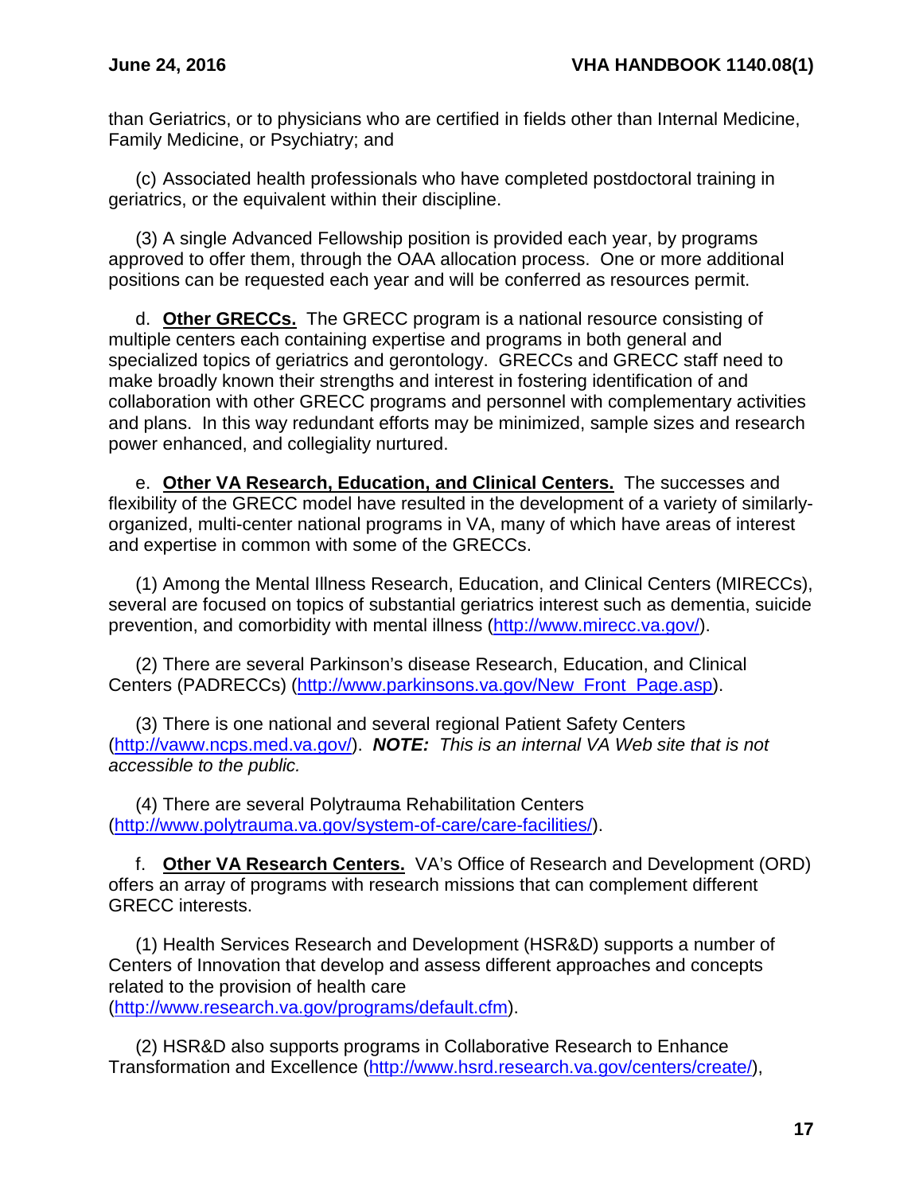than Geriatrics, or to physicians who are certified in fields other than Internal Medicine, Family Medicine, or Psychiatry; and

(c) Associated health professionals who have completed postdoctoral training in geriatrics, or the equivalent within their discipline.

(3) A single Advanced Fellowship position is provided each year, by programs approved to offer them, through the OAA allocation process. One or more additional positions can be requested each year and will be conferred as resources permit.

d. **Other GRECCs.** The GRECC program is a national resource consisting of multiple centers each containing expertise and programs in both general and specialized topics of geriatrics and gerontology. GRECCs and GRECC staff need to make broadly known their strengths and interest in fostering identification of and collaboration with other GRECC programs and personnel with complementary activities and plans. In this way redundant efforts may be minimized, sample sizes and research power enhanced, and collegiality nurtured.

e. **Other VA Research, Education, and Clinical Centers.** The successes and flexibility of the GRECC model have resulted in the development of a variety of similarly-organized, multi-center national programs in VA, many of which have areas of interest and expertise in common with some of the GRECCs.

(1) Among the Mental Illness Research, Education, and Clinical Centers (MIRECCs), several are focused on topics of substantial geriatrics interest such as dementia, suicide prevention, and comorbidity with mental illness (http://www.mirecc.va.gov/).

(2) There are several Parkinson's disease Research, Education, and Clinical Centers (PADRECCs) (http://www.parkinsons.va.gov/New_Front_Page.asp).

(3) There is one national and several regional Patient Safety Centers (http://vaww.ncps.med.va.gov/). ***NOTE:*** *This is an internal VA Web site that is not accessible to the public.*

(4) There are several Polytrauma Rehabilitation Centers (http://www.polytrauma.va.gov/system-of-care/care-facilities/).

f. **Other VA Research Centers.** VA's Office of Research and Development (ORD) offers an array of programs with research missions that can complement different GRECC interests.

(1) Health Services Research and Development (HSR&D) supports a number of Centers of Innovation that develop and assess different approaches and concepts related to the provision of health care (http://www.research.va.gov/programs/default.cfm).

(2) HSR&D also supports programs in Collaborative Research to Enhance Transformation and Excellence (http://www.hsrd.research.va.gov/centers/create/),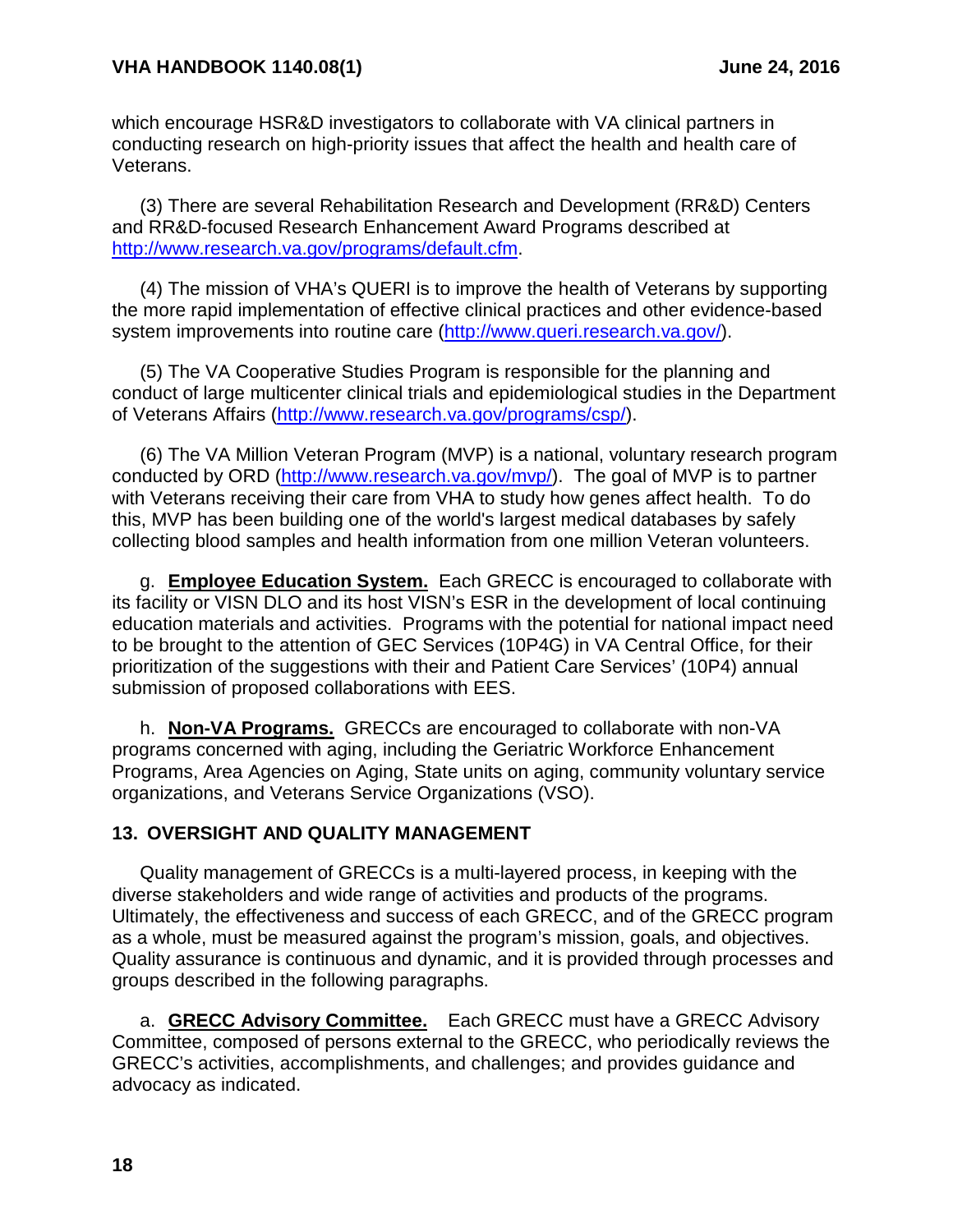which encourage HSR&D investigators to collaborate with VA clinical partners in conducting research on high-priority issues that affect the health and health care of Veterans.

(3) There are several Rehabilitation Research and Development (RR&D) Centers and RR&D-focused Research Enhancement Award Programs described at http://www.research.va.gov/programs/default.cfm.

(4) The mission of VHA's QUERI is to improve the health of Veterans by supporting the more rapid implementation of effective clinical practices and other evidence-based system improvements into routine care (http://www.queri.research.va.gov/).

(5) The VA Cooperative Studies Program is responsible for the planning and conduct of large multicenter clinical trials and epidemiological studies in the Department of Veterans Affairs (http://www.research.va.gov/programs/csp/).

(6) The VA Million Veteran Program (MVP) is a national, voluntary research program conducted by ORD (http://www.research.va.gov/mvp/). The goal of MVP is to partner with Veterans receiving their care from VHA to study how genes affect health. To do this, MVP has been building one of the world's largest medical databases by safely collecting blood samples and health information from one million Veteran volunteers.

g. **Employee Education System.** Each GRECC is encouraged to collaborate with its facility or VISN DLO and its host VISN's ESR in the development of local continuing education materials and activities. Programs with the potential for national impact need to be brought to the attention of GEC Services (10P4G) in VA Central Office, for their prioritization of the suggestions with their and Patient Care Services' (10P4) annual submission of proposed collaborations with EES.

h. **Non-VA Programs.** GRECCs are encouraged to collaborate with non-VA programs concerned with aging, including the Geriatric Workforce Enhancement Programs, Area Agencies on Aging, State units on aging, community voluntary service organizations, and Veterans Service Organizations (VSO).

## 13. OVERSIGHT AND QUALITY MANAGEMENT

Quality management of GRECCs is a multi-layered process, in keeping with the diverse stakeholders and wide range of activities and products of the programs. Ultimately, the effectiveness and success of each GRECC, and of the GRECC program as a whole, must be measured against the program's mission, goals, and objectives. Quality assurance is continuous and dynamic, and it is provided through processes and groups described in the following paragraphs.

a. **GRECC Advisory Committee.** Each GRECC must have a GRECC Advisory Committee, composed of persons external to the GRECC, who periodically reviews the GRECC's activities, accomplishments, and challenges; and provides guidance and advocacy as indicated.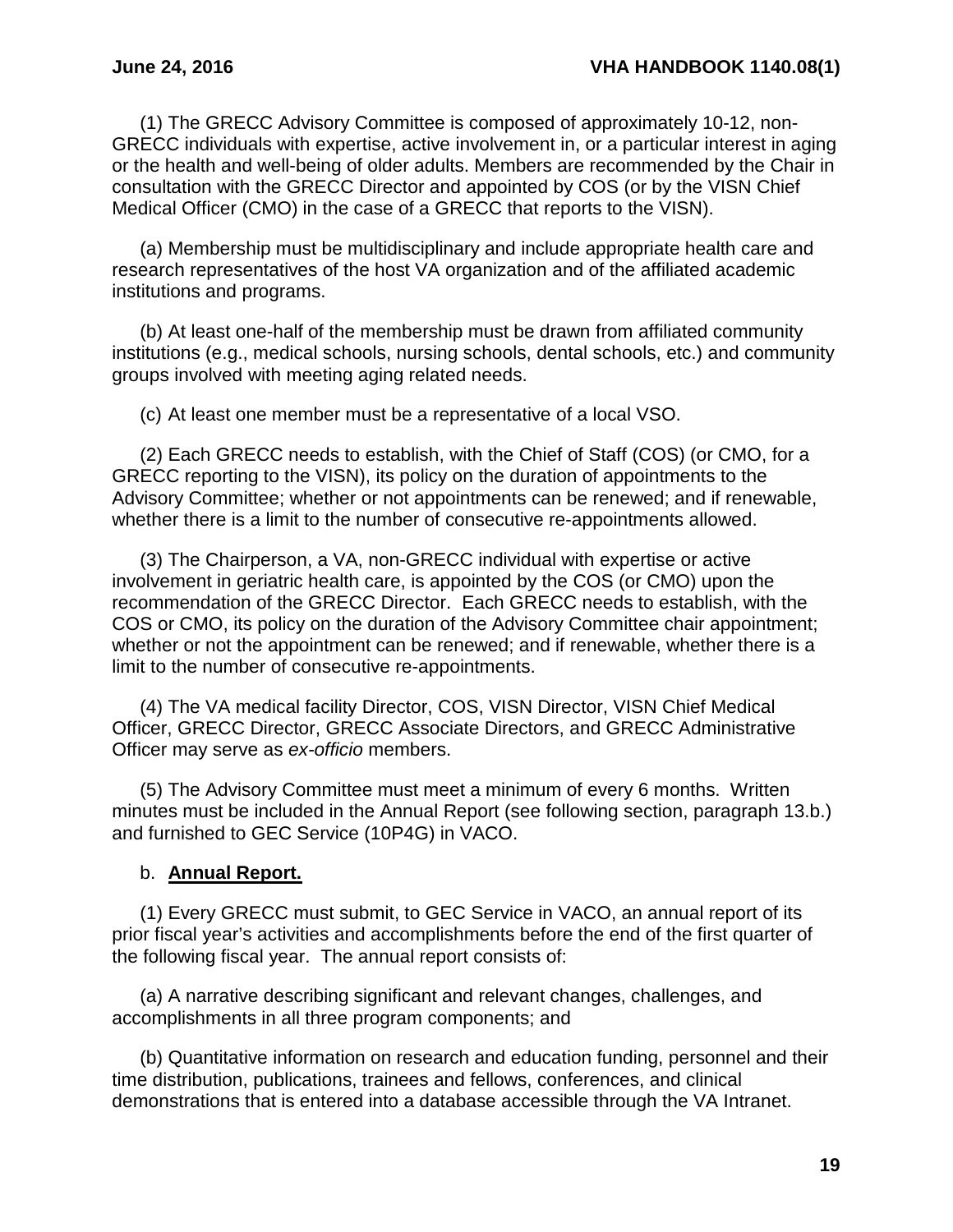(1) The GRECC Advisory Committee is composed of approximately 10-12, non-GRECC individuals with expertise, active involvement in, or a particular interest in aging or the health and well-being of older adults. Members are recommended by the Chair in consultation with the GRECC Director and appointed by COS (or by the VISN Chief Medical Officer (CMO) in the case of a GRECC that reports to the VISN).

(a) Membership must be multidisciplinary and include appropriate health care and research representatives of the host VA organization and of the affiliated academic institutions and programs.

(b) At least one-half of the membership must be drawn from affiliated community institutions (e.g., medical schools, nursing schools, dental schools, etc.) and community groups involved with meeting aging related needs.

(c) At least one member must be a representative of a local VSO.

(2) Each GRECC needs to establish, with the Chief of Staff (COS) (or CMO, for a GRECC reporting to the VISN), its policy on the duration of appointments to the Advisory Committee; whether or not appointments can be renewed; and if renewable, whether there is a limit to the number of consecutive re-appointments allowed.

(3) The Chairperson, a VA, non-GRECC individual with expertise or active involvement in geriatric health care, is appointed by the COS (or CMO) upon the recommendation of the GRECC Director. Each GRECC needs to establish, with the COS or CMO, its policy on the duration of the Advisory Committee chair appointment; whether or not the appointment can be renewed; and if renewable, whether there is a limit to the number of consecutive re-appointments.

(4) The VA medical facility Director, COS, VISN Director, VISN Chief Medical Officer, GRECC Director, GRECC Associate Directors, and GRECC Administrative Officer may serve as *ex-officio* members.

(5) The Advisory Committee must meet a minimum of every 6 months. Written minutes must be included in the Annual Report (see following section, paragraph 13.b.) and furnished to GEC Service (10P4G) in VACO.

b. **Annual Report.**

(1) Every GRECC must submit, to GEC Service in VACO, an annual report of its prior fiscal year's activities and accomplishments before the end of the first quarter of the following fiscal year. The annual report consists of:

(a) A narrative describing significant and relevant changes, challenges, and accomplishments in all three program components; and

(b) Quantitative information on research and education funding, personnel and their time distribution, publications, trainees and fellows, conferences, and clinical demonstrations that is entered into a database accessible through the VA Intranet.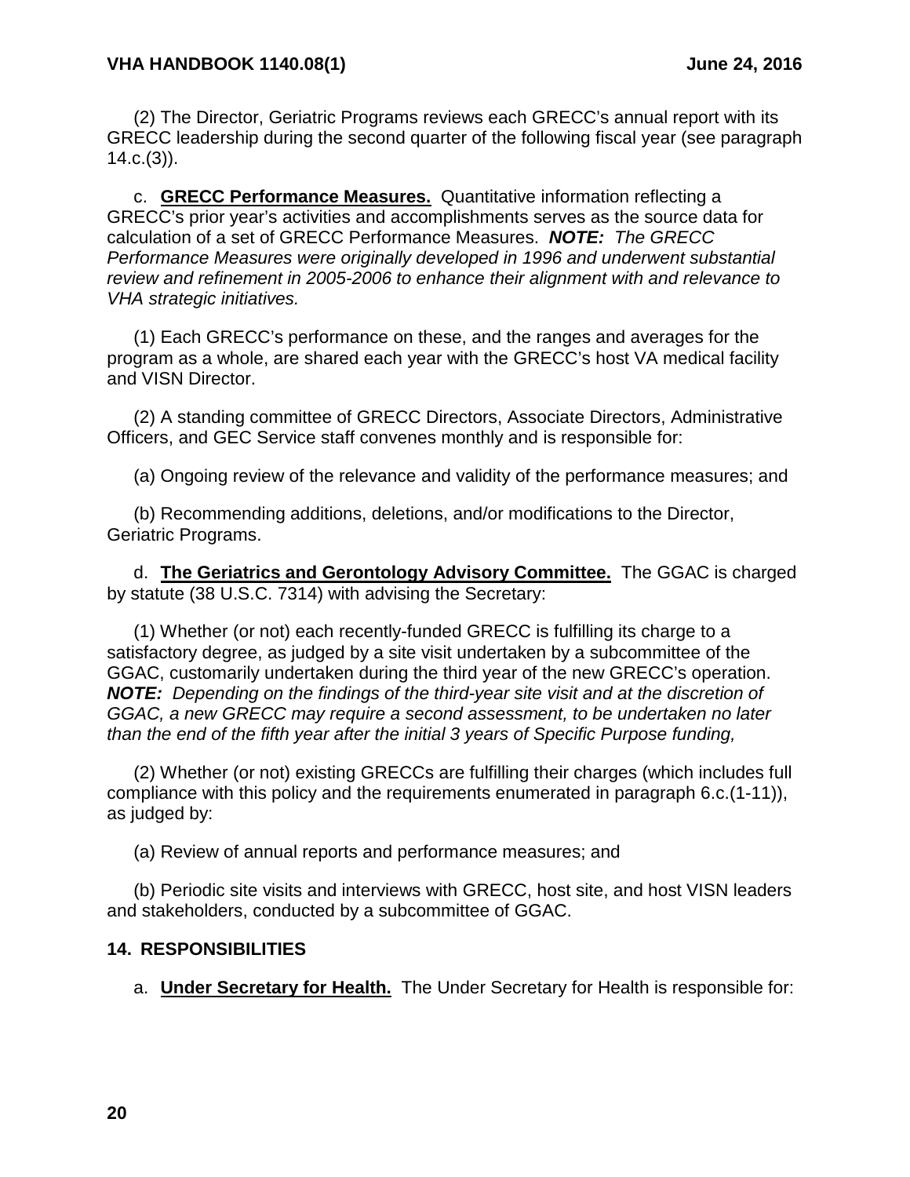(2) The Director, Geriatric Programs reviews each GRECC's annual report with its GRECC leadership during the second quarter of the following fiscal year (see paragraph 14.c.(3)).

c. **GRECC Performance Measures.** Quantitative information reflecting a GRECC's prior year's activities and accomplishments serves as the source data for calculation of a set of GRECC Performance Measures. ***NOTE:*** *The GRECC Performance Measures were originally developed in 1996 and underwent substantial review and refinement in 2005-2006 to enhance their alignment with and relevance to VHA strategic initiatives.*

(1) Each GRECC's performance on these, and the ranges and averages for the program as a whole, are shared each year with the GRECC's host VA medical facility and VISN Director.

(2) A standing committee of GRECC Directors, Associate Directors, Administrative Officers, and GEC Service staff convenes monthly and is responsible for:

(a) Ongoing review of the relevance and validity of the performance measures; and

(b) Recommending additions, deletions, and/or modifications to the Director, Geriatric Programs.

d. **The Geriatrics and Gerontology Advisory Committee.** The GGAC is charged by statute (38 U.S.C. 7314) with advising the Secretary:

(1) Whether (or not) each recently-funded GRECC is fulfilling its charge to a satisfactory degree, as judged by a site visit undertaken by a subcommittee of the GGAC, customarily undertaken during the third year of the new GRECC's operation. ***NOTE:*** *Depending on the findings of the third-year site visit and at the discretion of GGAC, a new GRECC may require a second assessment, to be undertaken no later than the end of the fifth year after the initial 3 years of Specific Purpose funding,*

(2) Whether (or not) existing GRECCs are fulfilling their charges (which includes full compliance with this policy and the requirements enumerated in paragraph 6.c.(1-11)), as judged by:

(a) Review of annual reports and performance measures; and

(b) Periodic site visits and interviews with GRECC, host site, and host VISN leaders and stakeholders, conducted by a subcommittee of GGAC.

## 14. RESPONSIBILITIES

a. **Under Secretary for Health.** The Under Secretary for Health is responsible for: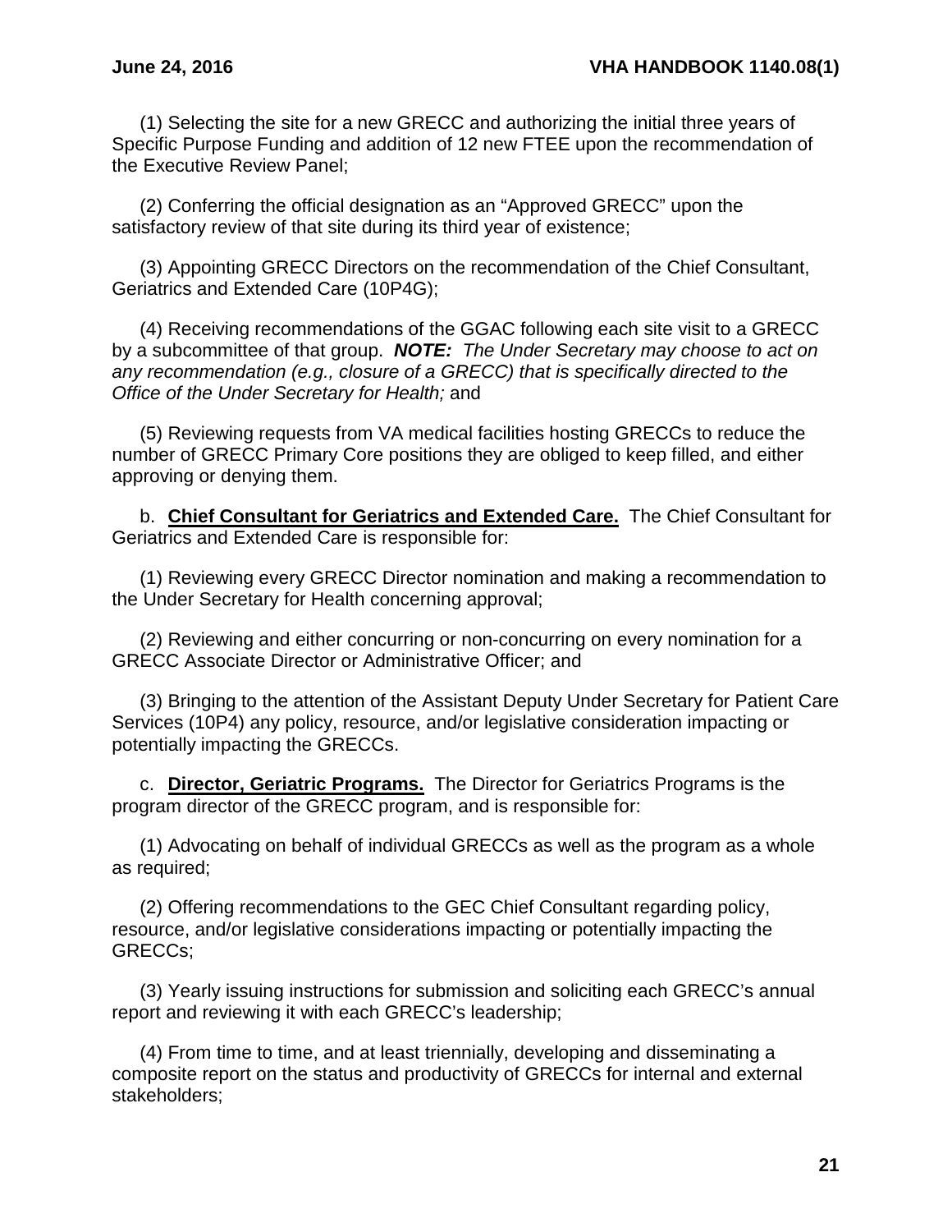(1) Selecting the site for a new GRECC and authorizing the initial three years of Specific Purpose Funding and addition of 12 new FTEE upon the recommendation of the Executive Review Panel;

(2) Conferring the official designation as an "Approved GRECC" upon the satisfactory review of that site during its third year of existence;

(3) Appointing GRECC Directors on the recommendation of the Chief Consultant, Geriatrics and Extended Care (10P4G);

(4) Receiving recommendations of the GGAC following each site visit to a GRECC by a subcommittee of that group. ***NOTE:*** *The Under Secretary may choose to act on any recommendation (e.g., closure of a GRECC) that is specifically directed to the Office of the Under Secretary for Health;* and

(5) Reviewing requests from VA medical facilities hosting GRECCs to reduce the number of GRECC Primary Core positions they are obliged to keep filled, and either approving or denying them.

b. **Chief Consultant for Geriatrics and Extended Care.** The Chief Consultant for Geriatrics and Extended Care is responsible for:

(1) Reviewing every GRECC Director nomination and making a recommendation to the Under Secretary for Health concerning approval;

(2) Reviewing and either concurring or non-concurring on every nomination for a GRECC Associate Director or Administrative Officer; and

(3) Bringing to the attention of the Assistant Deputy Under Secretary for Patient Care Services (10P4) any policy, resource, and/or legislative consideration impacting or potentially impacting the GRECCs.

c. **Director, Geriatric Programs.** The Director for Geriatrics Programs is the program director of the GRECC program, and is responsible for:

(1) Advocating on behalf of individual GRECCs as well as the program as a whole as required;

(2) Offering recommendations to the GEC Chief Consultant regarding policy, resource, and/or legislative considerations impacting or potentially impacting the GRECCs;

(3) Yearly issuing instructions for submission and soliciting each GRECC's annual report and reviewing it with each GRECC's leadership;

(4) From time to time, and at least triennially, developing and disseminating a composite report on the status and productivity of GRECCs for internal and external stakeholders;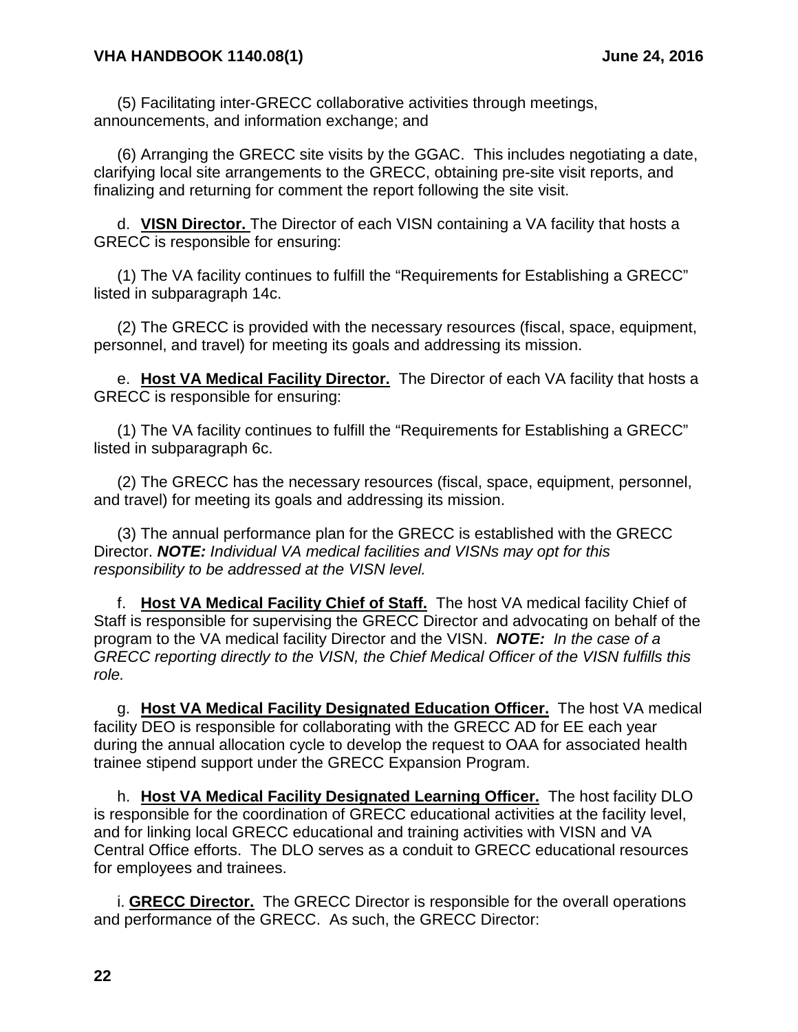(5) Facilitating inter-GRECC collaborative activities through meetings, announcements, and information exchange; and

(6) Arranging the GRECC site visits by the GGAC. This includes negotiating a date, clarifying local site arrangements to the GRECC, obtaining pre-site visit reports, and finalizing and returning for comment the report following the site visit.

d. **VISN Director.** The Director of each VISN containing a VA facility that hosts a GRECC is responsible for ensuring:

(1) The VA facility continues to fulfill the "Requirements for Establishing a GRECC" listed in subparagraph 14c.

(2) The GRECC is provided with the necessary resources (fiscal, space, equipment, personnel, and travel) for meeting its goals and addressing its mission.

e. **Host VA Medical Facility Director.** The Director of each VA facility that hosts a GRECC is responsible for ensuring:

(1) The VA facility continues to fulfill the "Requirements for Establishing a GRECC" listed in subparagraph 6c.

(2) The GRECC has the necessary resources (fiscal, space, equipment, personnel, and travel) for meeting its goals and addressing its mission.

(3) The annual performance plan for the GRECC is established with the GRECC Director. ***NOTE:*** *Individual VA medical facilities and VISNs may opt for this responsibility to be addressed at the VISN level.*

f. **Host VA Medical Facility Chief of Staff.** The host VA medical facility Chief of Staff is responsible for supervising the GRECC Director and advocating on behalf of the program to the VA medical facility Director and the VISN. ***NOTE:*** *In the case of a GRECC reporting directly to the VISN, the Chief Medical Officer of the VISN fulfills this role.*

g. **Host VA Medical Facility Designated Education Officer.** The host VA medical facility DEO is responsible for collaborating with the GRECC AD for EE each year during the annual allocation cycle to develop the request to OAA for associated health trainee stipend support under the GRECC Expansion Program.

h. **Host VA Medical Facility Designated Learning Officer.** The host facility DLO is responsible for the coordination of GRECC educational activities at the facility level, and for linking local GRECC educational and training activities with VISN and VA Central Office efforts. The DLO serves as a conduit to GRECC educational resources for employees and trainees.

i. **GRECC Director.** The GRECC Director is responsible for the overall operations and performance of the GRECC. As such, the GRECC Director: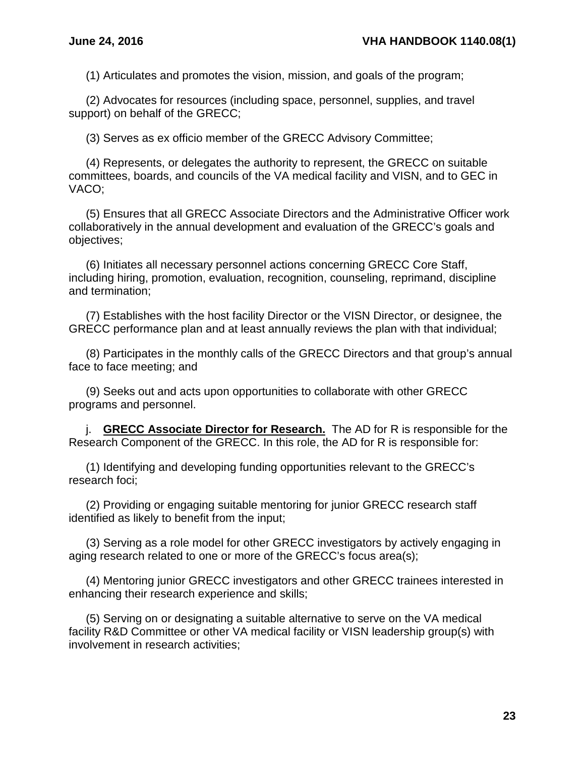(1) Articulates and promotes the vision, mission, and goals of the program;

(2) Advocates for resources (including space, personnel, supplies, and travel support) on behalf of the GRECC;

(3) Serves as ex officio member of the GRECC Advisory Committee;

(4) Represents, or delegates the authority to represent, the GRECC on suitable committees, boards, and councils of the VA medical facility and VISN, and to GEC in VACO;

(5) Ensures that all GRECC Associate Directors and the Administrative Officer work collaboratively in the annual development and evaluation of the GRECC's goals and objectives;

(6) Initiates all necessary personnel actions concerning GRECC Core Staff, including hiring, promotion, evaluation, recognition, counseling, reprimand, discipline and termination;

(7) Establishes with the host facility Director or the VISN Director, or designee, the GRECC performance plan and at least annually reviews the plan with that individual;

(8) Participates in the monthly calls of the GRECC Directors and that group's annual face to face meeting; and

(9) Seeks out and acts upon opportunities to collaborate with other GRECC programs and personnel.

j. **GRECC Associate Director for Research.** The AD for R is responsible for the Research Component of the GRECC. In this role, the AD for R is responsible for:

(1) Identifying and developing funding opportunities relevant to the GRECC's research foci;

(2) Providing or engaging suitable mentoring for junior GRECC research staff identified as likely to benefit from the input;

(3) Serving as a role model for other GRECC investigators by actively engaging in aging research related to one or more of the GRECC's focus area(s);

(4) Mentoring junior GRECC investigators and other GRECC trainees interested in enhancing their research experience and skills;

(5) Serving on or designating a suitable alternative to serve on the VA medical facility R&D Committee or other VA medical facility or VISN leadership group(s) with involvement in research activities;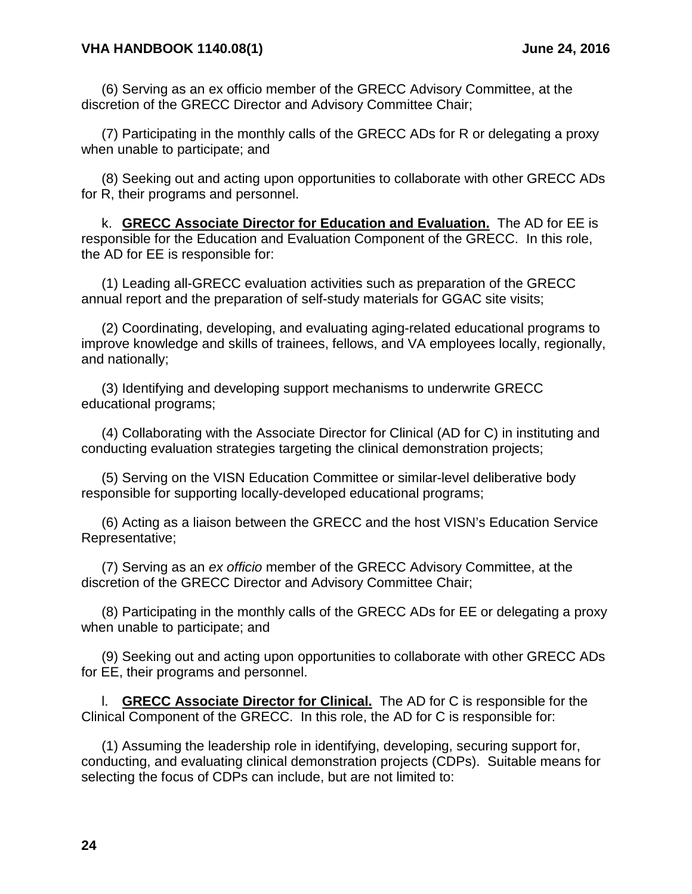(6) Serving as an ex officio member of the GRECC Advisory Committee, at the discretion of the GRECC Director and Advisory Committee Chair;

(7) Participating in the monthly calls of the GRECC ADs for R or delegating a proxy when unable to participate; and

(8) Seeking out and acting upon opportunities to collaborate with other GRECC ADs for R, their programs and personnel.

k. **GRECC Associate Director for Education and Evaluation.** The AD for EE is responsible for the Education and Evaluation Component of the GRECC. In this role, the AD for EE is responsible for:

(1) Leading all-GRECC evaluation activities such as preparation of the GRECC annual report and the preparation of self-study materials for GGAC site visits;

(2) Coordinating, developing, and evaluating aging-related educational programs to improve knowledge and skills of trainees, fellows, and VA employees locally, regionally, and nationally;

(3) Identifying and developing support mechanisms to underwrite GRECC educational programs;

(4) Collaborating with the Associate Director for Clinical (AD for C) in instituting and conducting evaluation strategies targeting the clinical demonstration projects;

(5) Serving on the VISN Education Committee or similar-level deliberative body responsible for supporting locally-developed educational programs;

(6) Acting as a liaison between the GRECC and the host VISN's Education Service Representative;

(7) Serving as an *ex officio* member of the GRECC Advisory Committee, at the discretion of the GRECC Director and Advisory Committee Chair;

(8) Participating in the monthly calls of the GRECC ADs for EE or delegating a proxy when unable to participate; and

(9) Seeking out and acting upon opportunities to collaborate with other GRECC ADs for EE, their programs and personnel.

l. **GRECC Associate Director for Clinical.** The AD for C is responsible for the Clinical Component of the GRECC. In this role, the AD for C is responsible for:

(1) Assuming the leadership role in identifying, developing, securing support for, conducting, and evaluating clinical demonstration projects (CDPs). Suitable means for selecting the focus of CDPs can include, but are not limited to: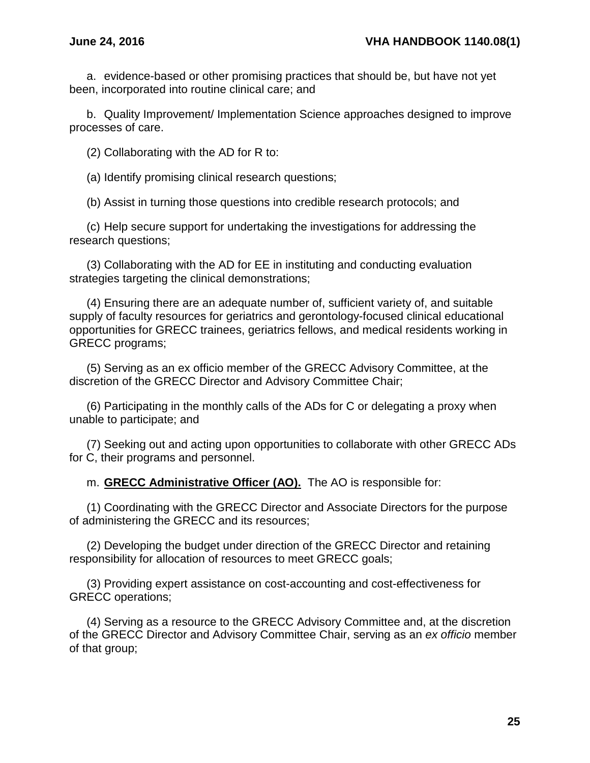a. evidence-based or other promising practices that should be, but have not yet been, incorporated into routine clinical care; and

b. Quality Improvement/ Implementation Science approaches designed to improve processes of care.

(2) Collaborating with the AD for R to:

(a) Identify promising clinical research questions;

(b) Assist in turning those questions into credible research protocols; and

(c) Help secure support for undertaking the investigations for addressing the research questions;

(3) Collaborating with the AD for EE in instituting and conducting evaluation strategies targeting the clinical demonstrations;

(4) Ensuring there are an adequate number of, sufficient variety of, and suitable supply of faculty resources for geriatrics and gerontology-focused clinical educational opportunities for GRECC trainees, geriatrics fellows, and medical residents working in GRECC programs;

(5) Serving as an ex officio member of the GRECC Advisory Committee, at the discretion of the GRECC Director and Advisory Committee Chair;

(6) Participating in the monthly calls of the ADs for C or delegating a proxy when unable to participate; and

(7) Seeking out and acting upon opportunities to collaborate with other GRECC ADs for C, their programs and personnel.

m. **GRECC Administrative Officer (AO).** The AO is responsible for:

(1) Coordinating with the GRECC Director and Associate Directors for the purpose of administering the GRECC and its resources;

(2) Developing the budget under direction of the GRECC Director and retaining responsibility for allocation of resources to meet GRECC goals;

(3) Providing expert assistance on cost-accounting and cost-effectiveness for GRECC operations;

(4) Serving as a resource to the GRECC Advisory Committee and, at the discretion of the GRECC Director and Advisory Committee Chair, serving as an *ex officio* member of that group;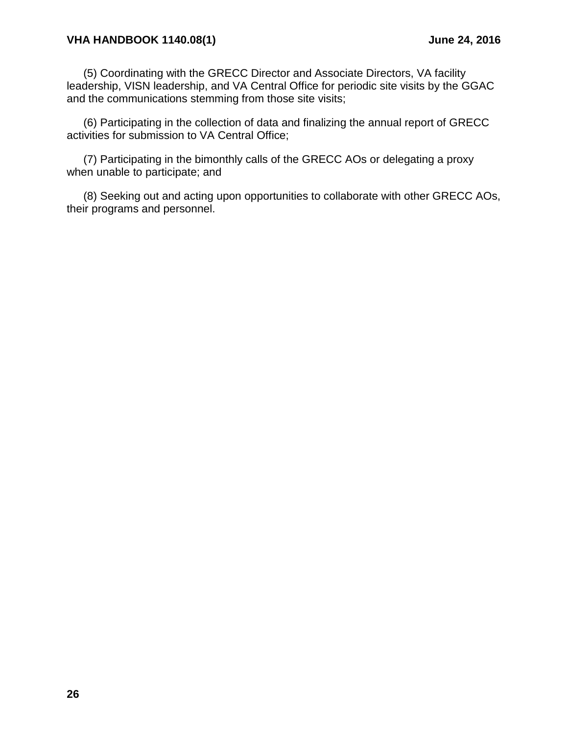(5) Coordinating with the GRECC Director and Associate Directors, VA facility leadership, VISN leadership, and VA Central Office for periodic site visits by the GGAC and the communications stemming from those site visits;

(6) Participating in the collection of data and finalizing the annual report of GRECC activities for submission to VA Central Office;

(7) Participating in the bimonthly calls of the GRECC AOs or delegating a proxy when unable to participate; and

(8) Seeking out and acting upon opportunities to collaborate with other GRECC AOs, their programs and personnel.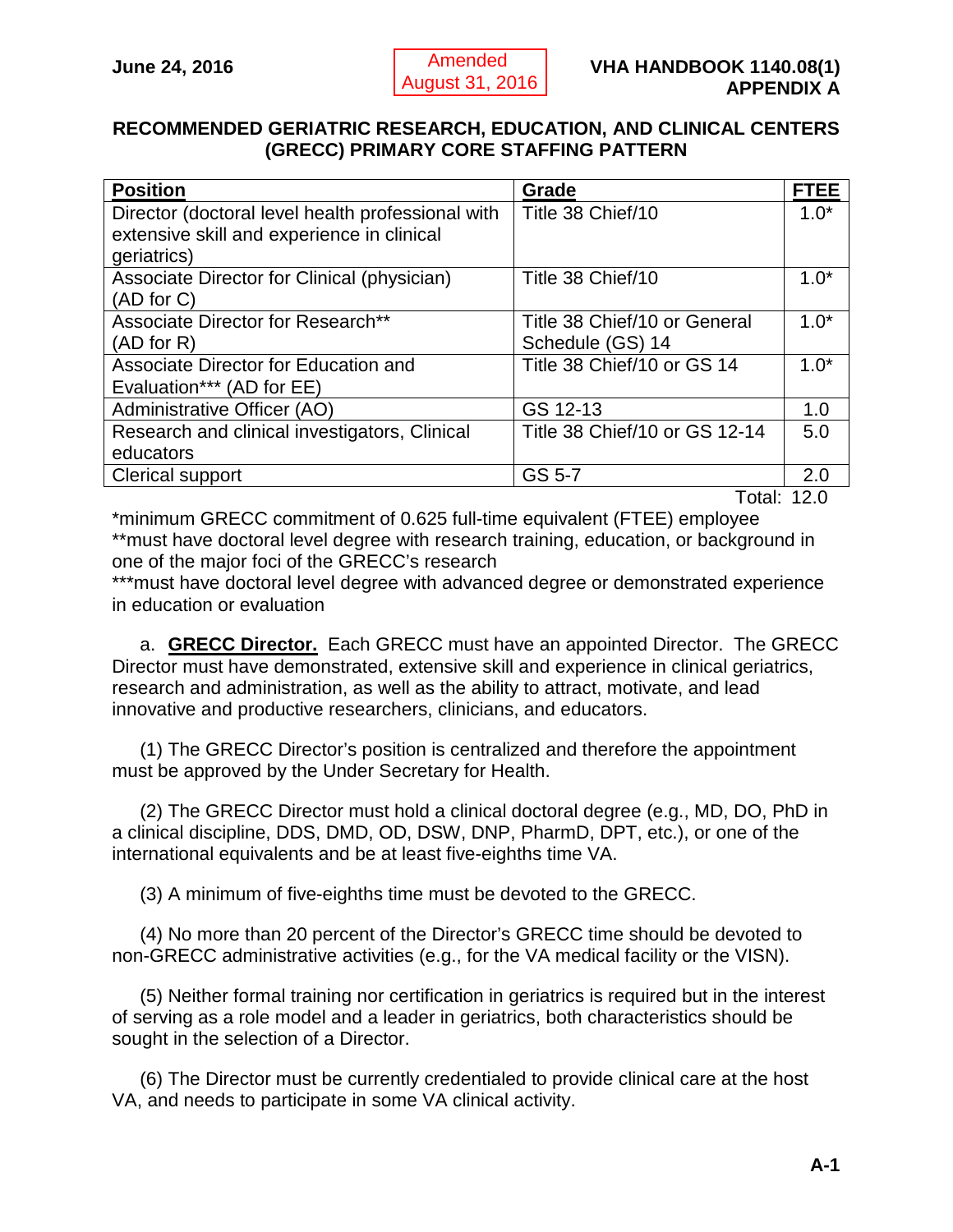## RECOMMENDED GERIATRIC RESEARCH, EDUCATION, AND CLINICAL CENTERS (GRECC) PRIMARY CORE STAFFING PATTERN

| Position | Grade | FTEE |
|---|---|---|
| Director (doctoral level health professional with extensive skill and experience in clinical geriatrics) | Title 38 Chief/10 | 1.0* |
| Associate Director for Clinical (physician) (AD for C) | Title 38 Chief/10 | 1.0* |
| Associate Director for Research** (AD for R) | Title 38 Chief/10 or General Schedule (GS) 14 | 1.0* |
| Associate Director for Education and Evaluation*** (AD for EE) | Title 38 Chief/10 or GS 14 | 1.0* |
| Administrative Officer (AO) | GS 12-13 | 1.0 |
| Research and clinical investigators, Clinical educators | Title 38 Chief/10 or GS 12-14 | 5.0 |
| Clerical support | GS 5-7 | 2.0 |
| | Total: | 12.0 |

*minimum GRECC commitment of 0.625 full-time equivalent (FTEE) employee
**must have doctoral level degree with research training, education, or background in one of the major foci of the GRECC's research
***must have doctoral level degree with advanced degree or demonstrated experience in education or evaluation

a. **GRECC Director.** Each GRECC must have an appointed Director. The GRECC Director must have demonstrated, extensive skill and experience in clinical geriatrics, research and administration, as well as the ability to attract, motivate, and lead innovative and productive researchers, clinicians, and educators.

(1) The GRECC Director's position is centralized and therefore the appointment must be approved by the Under Secretary for Health.

(2) The GRECC Director must hold a clinical doctoral degree (e.g., MD, DO, PhD in a clinical discipline, DDS, DMD, OD, DSW, DNP, PharmD, DPT, etc.), or one of the international equivalents and be at least five-eighths time VA.

(3) A minimum of five-eighths time must be devoted to the GRECC.

(4) No more than 20 percent of the Director's GRECC time should be devoted to non-GRECC administrative activities (e.g., for the VA medical facility or the VISN).

(5) Neither formal training nor certification in geriatrics is required but in the interest of serving as a role model and a leader in geriatrics, both characteristics should be sought in the selection of a Director.

(6) The Director must be currently credentialed to provide clinical care at the host VA, and needs to participate in some VA clinical activity.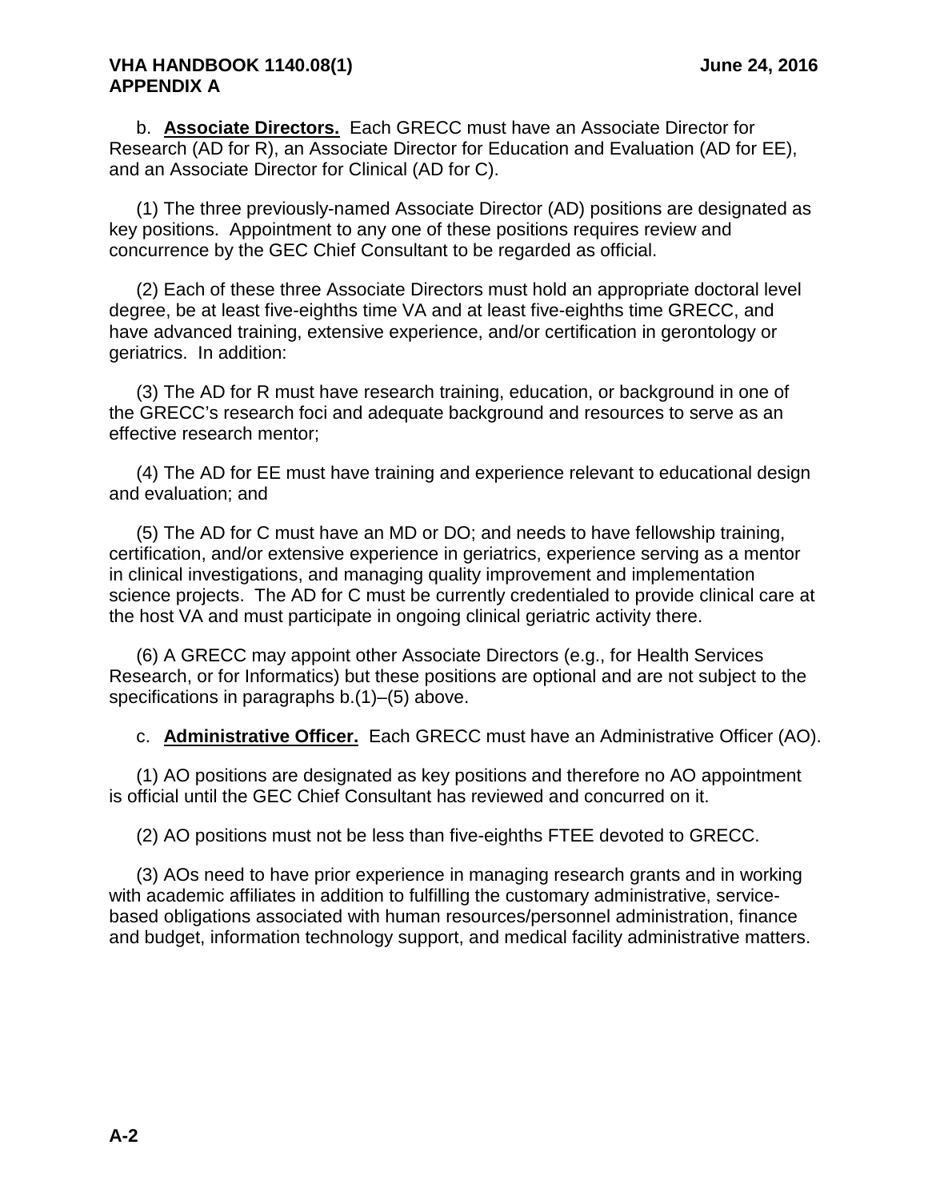b. **Associate Directors.** Each GRECC must have an Associate Director for Research (AD for R), an Associate Director for Education and Evaluation (AD for EE), and an Associate Director for Clinical (AD for C).

(1) The three previously-named Associate Director (AD) positions are designated as key positions. Appointment to any one of these positions requires review and concurrence by the GEC Chief Consultant to be regarded as official.

(2) Each of these three Associate Directors must hold an appropriate doctoral level degree, be at least five-eighths time VA and at least five-eighths time GRECC, and have advanced training, extensive experience, and/or certification in gerontology or geriatrics. In addition:

(3) The AD for R must have research training, education, or background in one of the GRECC's research foci and adequate background and resources to serve as an effective research mentor;

(4) The AD for EE must have training and experience relevant to educational design and evaluation; and

(5) The AD for C must have an MD or DO; and needs to have fellowship training, certification, and/or extensive experience in geriatrics, experience serving as a mentor in clinical investigations, and managing quality improvement and implementation science projects. The AD for C must be currently credentialed to provide clinical care at the host VA and must participate in ongoing clinical geriatric activity there.

(6) A GRECC may appoint other Associate Directors (e.g., for Health Services Research, or for Informatics) but these positions are optional and are not subject to the specifications in paragraphs b.(1)–(5) above.

c. **Administrative Officer.** Each GRECC must have an Administrative Officer (AO).

(1) AO positions are designated as key positions and therefore no AO appointment is official until the GEC Chief Consultant has reviewed and concurred on it.

(2) AO positions must not be less than five-eighths FTEE devoted to GRECC.

(3) AOs need to have prior experience in managing research grants and in working with academic affiliates in addition to fulfilling the customary administrative, service-based obligations associated with human resources/personnel administration, finance and budget, information technology support, and medical facility administrative matters.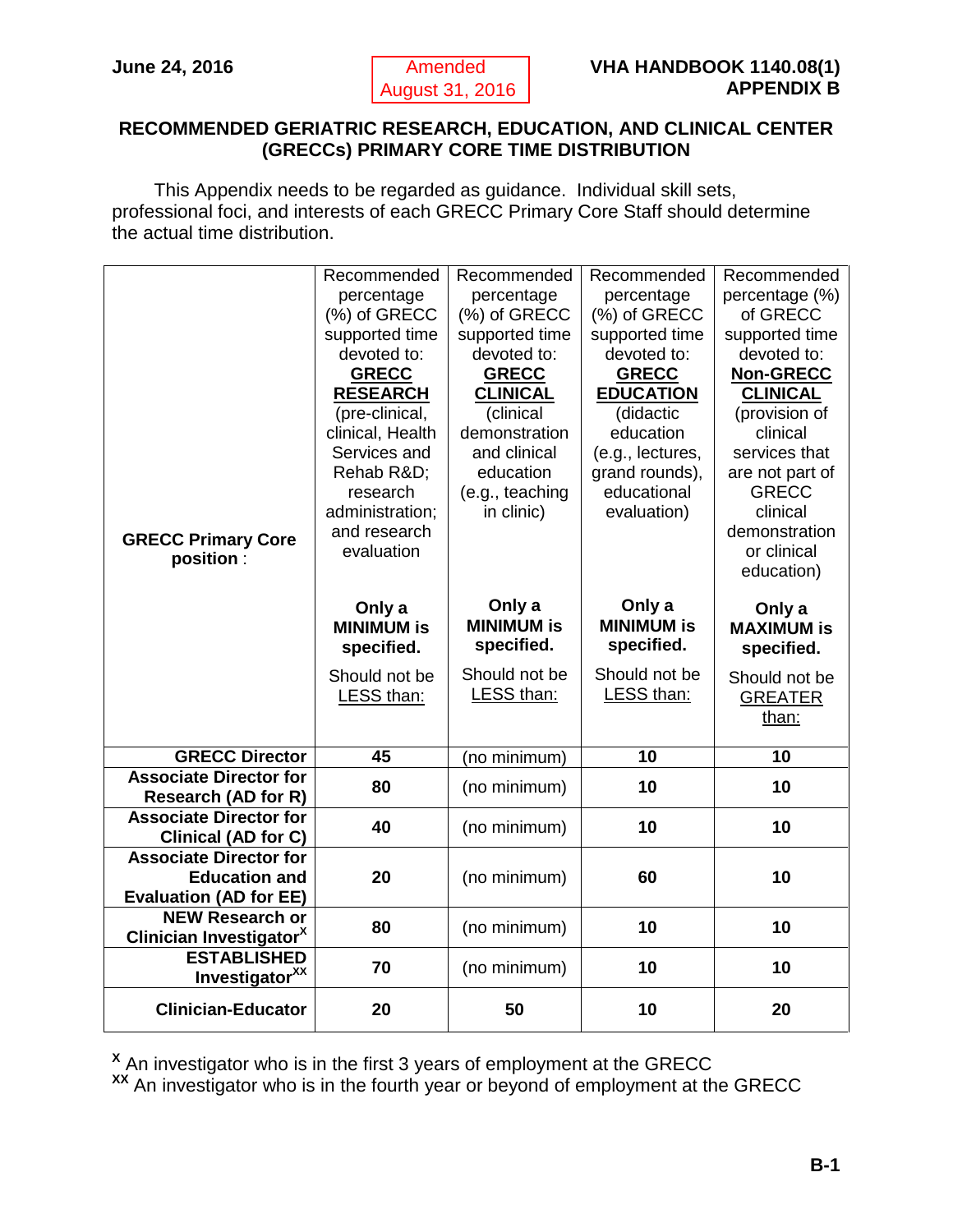# RECOMMENDED GERIATRIC RESEARCH, EDUCATION, AND CLINICAL CENTER (GRECCs) PRIMARY CORE TIME DISTRIBUTION

This Appendix needs to be regarded as guidance. Individual skill sets, professional foci, and interests of each GRECC Primary Core Staff should determine the actual time distribution.

| **GRECC Primary Core position** : | Recommended percentage (%) of GRECC supported time devoted to: **GRECC RESEARCH** (pre-clinical, clinical, Health Services and Rehab R&D; research administration; and research evaluation **Only a MINIMUM is specified.** Should not be LESS than: | Recommended percentage (%) of GRECC supported time devoted to: **GRECC CLINICAL** (clinical demonstration and clinical education (e.g., teaching in clinic) **Only a MINIMUM is specified.** Should not be LESS than: | Recommended percentage (%) of GRECC supported time devoted to: **GRECC EDUCATION** (didactic education (e.g., lectures, grand rounds), educational evaluation) **Only a MINIMUM is specified.** Should not be LESS than: | Recommended percentage (%) of GRECC supported time devoted to: **Non-GRECC CLINICAL** (provision of clinical services that are not part of GRECC clinical demonstration or clinical education) **Only a MAXIMUM is specified.** Should not be GREATER than: |
|---|---|---|---|---|
| **GRECC Director** | **45** | (no minimum) | **10** | **10** |
| **Associate Director for Research (AD for R)** | **80** | (no minimum) | **10** | **10** |
| **Associate Director for Clinical (AD for C)** | **40** | (no minimum) | **10** | **10** |
| **Associate Director for Education and Evaluation (AD for EE)** | **20** | (no minimum) | **60** | **10** |
| **NEW Research or Clinician Investigator**[X] | **80** | (no minimum) | **10** | **10** |
| **ESTABLISHED Investigator**[XX] | **70** | (no minimum) | **10** | **10** |
| **Clinician-Educator** | **20** | **50** | **10** | **20** |

[X] An investigator who is in the first 3 years of employment at the GRECC

[XX] An investigator who is in the fourth year or beyond of employment at the GRECC